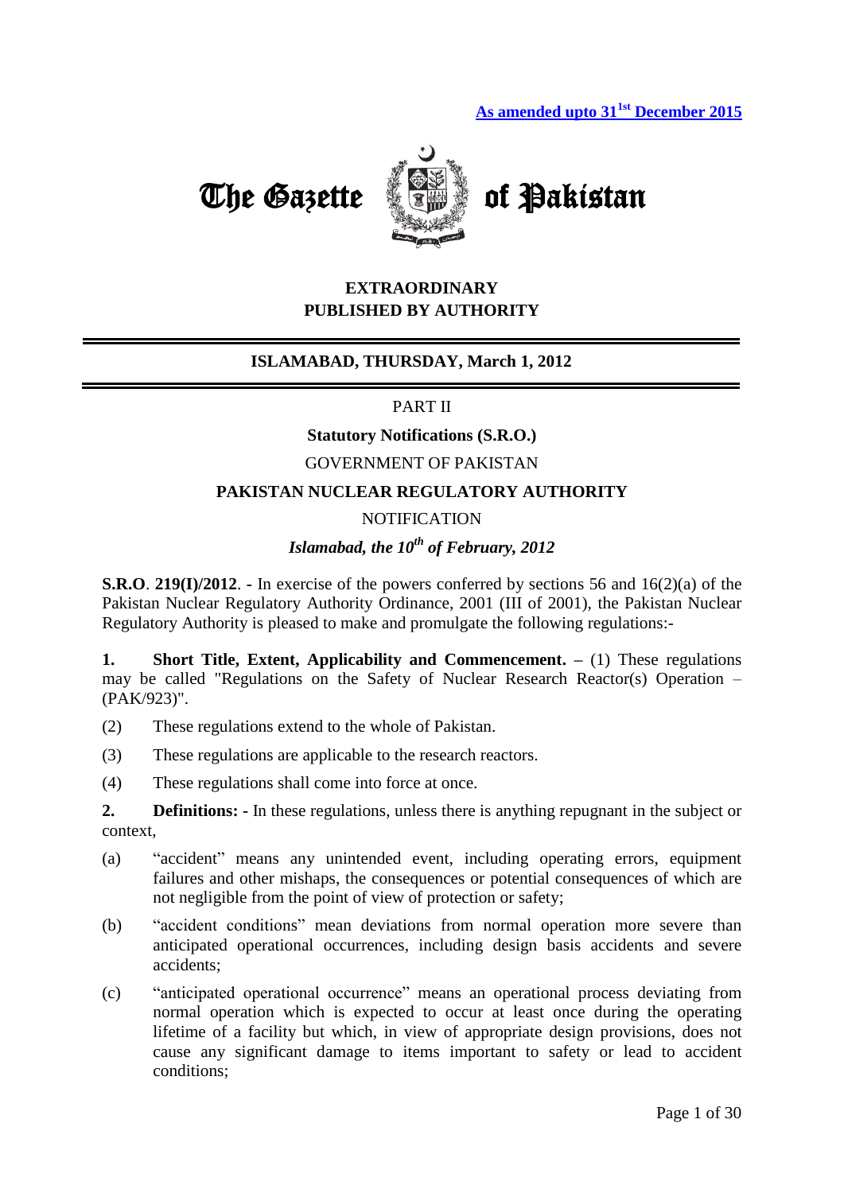**As amended upto 31st December 2015**

# The Gazette of Pakistan

**EXTRAORDINARY**
**PUBLISHED BY AUTHORITY**

**ISLAMABAD, THURSDAY, March 1, 2012**

PART II

**Statutory Notifications (S.R.O.)**

GOVERNMENT OF PAKISTAN

**PAKISTAN NUCLEAR REGULATORY AUTHORITY**

NOTIFICATION

***Islamabad, the 10th of February, 2012***

**S.R.O**. **219(I)/2012**. **-** In exercise of the powers conferred by sections 56 and 16(2)(a) of the Pakistan Nuclear Regulatory Authority Ordinance, 2001 (III of 2001), the Pakistan Nuclear Regulatory Authority is pleased to make and promulgate the following regulations:-

**1. Short Title, Extent, Applicability and Commencement. –** (1) These regulations may be called "Regulations on the Safety of Nuclear Research Reactor(s) Operation – (PAK/923)".

(2) These regulations extend to the whole of Pakistan.

(3) These regulations are applicable to the research reactors.

(4) These regulations shall come into force at once.

**2. Definitions: -** In these regulations, unless there is anything repugnant in the subject or context,

(a) "accident" means any unintended event, including operating errors, equipment failures and other mishaps, the consequences or potential consequences of which are not negligible from the point of view of protection or safety;

(b) "accident conditions" mean deviations from normal operation more severe than anticipated operational occurrences, including design basis accidents and severe accidents;

(c) "anticipated operational occurrence" means an operational process deviating from normal operation which is expected to occur at least once during the operating lifetime of a facility but which, in view of appropriate design provisions, does not cause any significant damage to items important to safety or lead to accident conditions;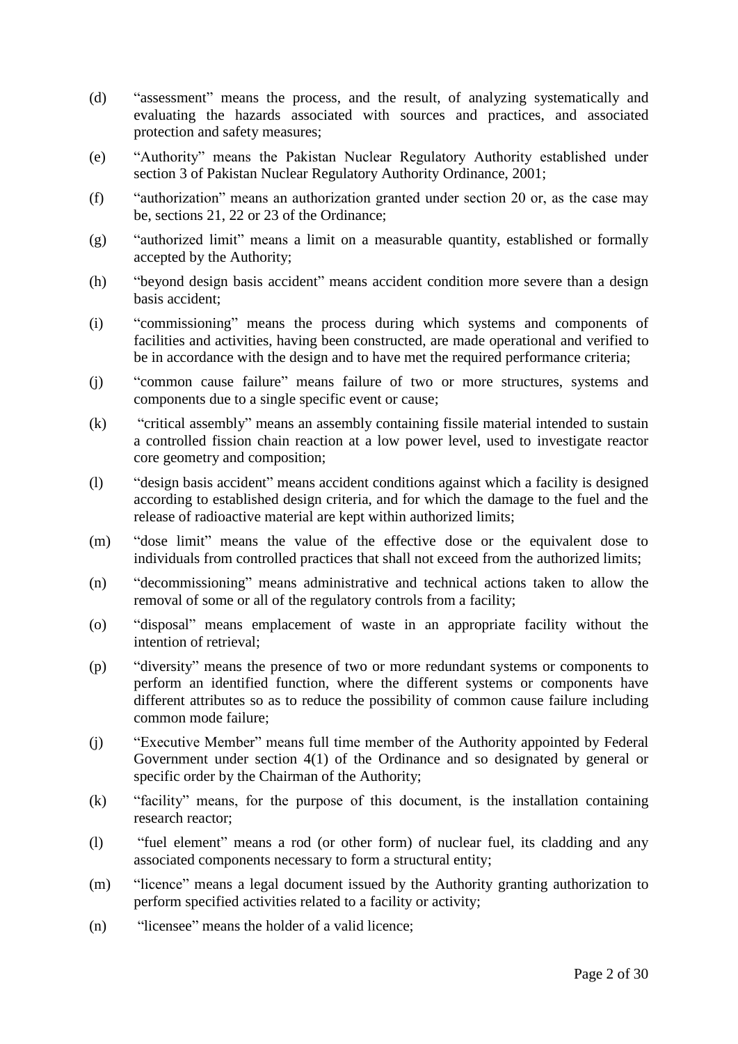(d) "assessment" means the process, and the result, of analyzing systematically and evaluating the hazards associated with sources and practices, and associated protection and safety measures;

(e) "Authority" means the Pakistan Nuclear Regulatory Authority established under section 3 of Pakistan Nuclear Regulatory Authority Ordinance, 2001;

(f) "authorization" means an authorization granted under section 20 or, as the case may be, sections 21, 22 or 23 of the Ordinance;

(g) "authorized limit" means a limit on a measurable quantity, established or formally accepted by the Authority;

(h) "beyond design basis accident" means accident condition more severe than a design basis accident;

(i) "commissioning" means the process during which systems and components of facilities and activities, having been constructed, are made operational and verified to be in accordance with the design and to have met the required performance criteria;

(j) "common cause failure" means failure of two or more structures, systems and components due to a single specific event or cause;

(k) "critical assembly" means an assembly containing fissile material intended to sustain a controlled fission chain reaction at a low power level, used to investigate reactor core geometry and composition;

(l) "design basis accident" means accident conditions against which a facility is designed according to established design criteria, and for which the damage to the fuel and the release of radioactive material are kept within authorized limits;

(m) "dose limit" means the value of the effective dose or the equivalent dose to individuals from controlled practices that shall not exceed from the authorized limits;

(n) "decommissioning" means administrative and technical actions taken to allow the removal of some or all of the regulatory controls from a facility;

(o) "disposal" means emplacement of waste in an appropriate facility without the intention of retrieval;

(p) "diversity" means the presence of two or more redundant systems or components to perform an identified function, where the different systems or components have different attributes so as to reduce the possibility of common cause failure including common mode failure;

(j) "Executive Member" means full time member of the Authority appointed by Federal Government under section 4(1) of the Ordinance and so designated by general or specific order by the Chairman of the Authority;

(k) "facility" means, for the purpose of this document, is the installation containing research reactor;

(l) "fuel element" means a rod (or other form) of nuclear fuel, its cladding and any associated components necessary to form a structural entity;

(m) "licence" means a legal document issued by the Authority granting authorization to perform specified activities related to a facility or activity;

(n) "licensee" means the holder of a valid licence;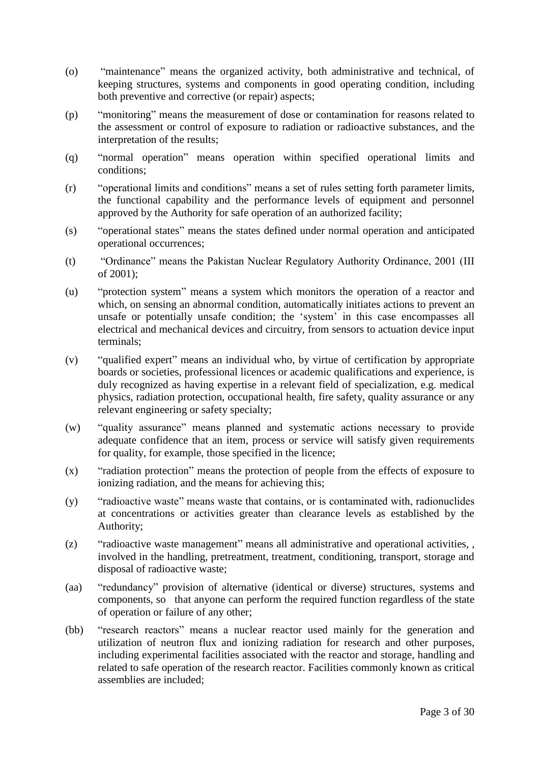(o) "maintenance" means the organized activity, both administrative and technical, of keeping structures, systems and components in good operating condition, including both preventive and corrective (or repair) aspects;

(p) "monitoring" means the measurement of dose or contamination for reasons related to the assessment or control of exposure to radiation or radioactive substances, and the interpretation of the results;

(q) "normal operation" means operation within specified operational limits and conditions;

(r) "operational limits and conditions" means a set of rules setting forth parameter limits, the functional capability and the performance levels of equipment and personnel approved by the Authority for safe operation of an authorized facility;

(s) "operational states" means the states defined under normal operation and anticipated operational occurrences;

(t) "Ordinance" means the Pakistan Nuclear Regulatory Authority Ordinance, 2001 (III of 2001);

(u) "protection system" means a system which monitors the operation of a reactor and which, on sensing an abnormal condition, automatically initiates actions to prevent an unsafe or potentially unsafe condition; the 'system' in this case encompasses all electrical and mechanical devices and circuitry, from sensors to actuation device input terminals;

(v) "qualified expert" means an individual who, by virtue of certification by appropriate boards or societies, professional licences or academic qualifications and experience, is duly recognized as having expertise in a relevant field of specialization, e.g. medical physics, radiation protection, occupational health, fire safety, quality assurance or any relevant engineering or safety specialty;

(w) "quality assurance" means planned and systematic actions necessary to provide adequate confidence that an item, process or service will satisfy given requirements for quality, for example, those specified in the licence;

(x) "radiation protection" means the protection of people from the effects of exposure to ionizing radiation, and the means for achieving this;

(y) "radioactive waste" means waste that contains, or is contaminated with, radionuclides at concentrations or activities greater than clearance levels as established by the Authority;

(z) "radioactive waste management" means all administrative and operational activities, , involved in the handling, pretreatment, treatment, conditioning, transport, storage and disposal of radioactive waste;

(aa) "redundancy" provision of alternative (identical or diverse) structures, systems and components, so that anyone can perform the required function regardless of the state of operation or failure of any other;

(bb) "research reactors" means a nuclear reactor used mainly for the generation and utilization of neutron flux and ionizing radiation for research and other purposes, including experimental facilities associated with the reactor and storage, handling and related to safe operation of the research reactor. Facilities commonly known as critical assemblies are included;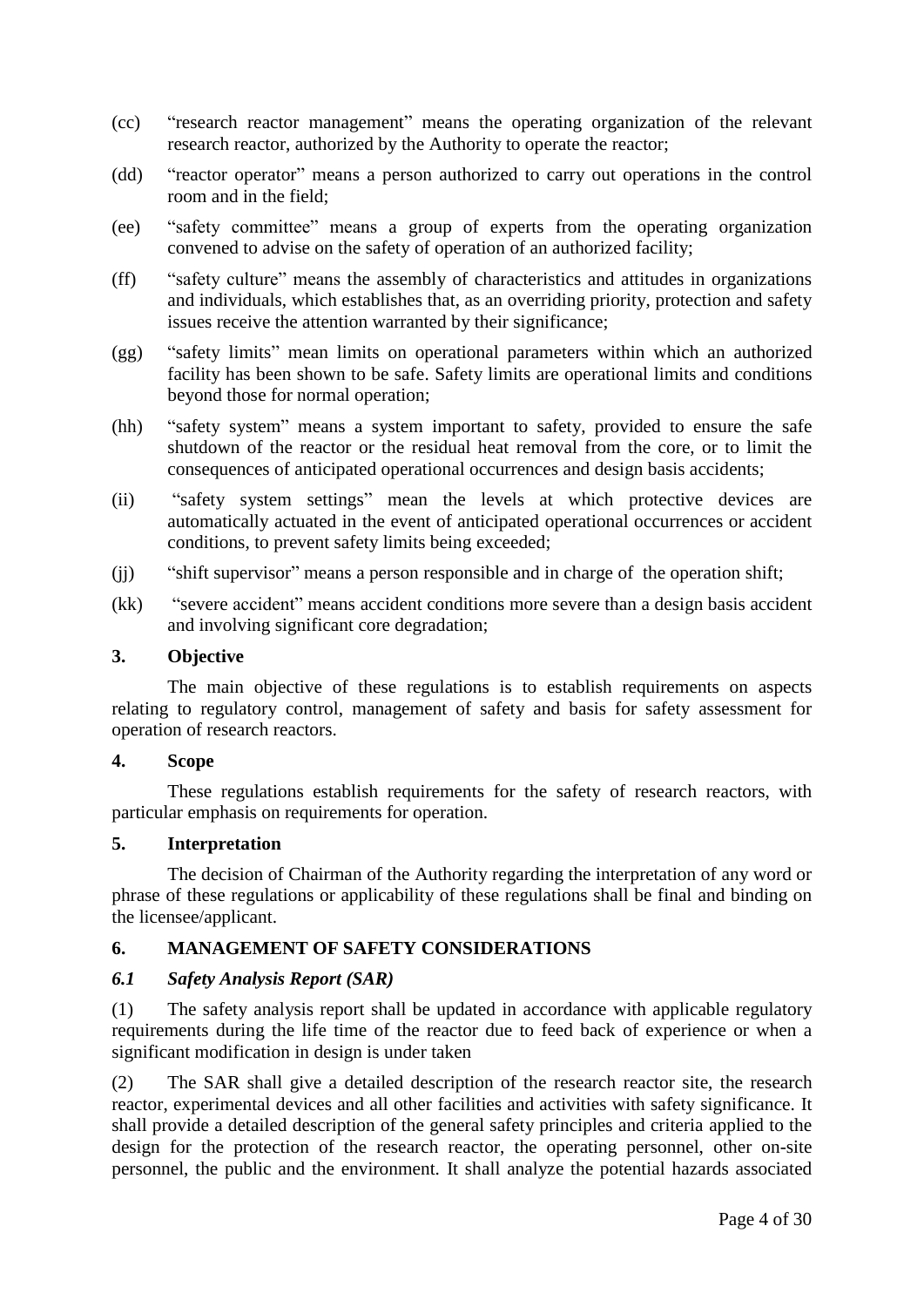(cc) "research reactor management" means the operating organization of the relevant research reactor, authorized by the Authority to operate the reactor;

(dd) "reactor operator" means a person authorized to carry out operations in the control room and in the field;

(ee) "safety committee" means a group of experts from the operating organization convened to advise on the safety of operation of an authorized facility;

(ff) "safety culture" means the assembly of characteristics and attitudes in organizations and individuals, which establishes that, as an overriding priority, protection and safety issues receive the attention warranted by their significance;

(gg) "safety limits" mean limits on operational parameters within which an authorized facility has been shown to be safe. Safety limits are operational limits and conditions beyond those for normal operation;

(hh) "safety system" means a system important to safety, provided to ensure the safe shutdown of the reactor or the residual heat removal from the core, or to limit the consequences of anticipated operational occurrences and design basis accidents;

(ii) "safety system settings" mean the levels at which protective devices are automatically actuated in the event of anticipated operational occurrences or accident conditions, to prevent safety limits being exceeded;

(jj) "shift supervisor" means a person responsible and in charge of the operation shift;

(kk) "severe accident" means accident conditions more severe than a design basis accident and involving significant core degradation;

## 3. Objective

The main objective of these regulations is to establish requirements on aspects relating to regulatory control, management of safety and basis for safety assessment for operation of research reactors.

## 4. Scope

These regulations establish requirements for the safety of research reactors, with particular emphasis on requirements for operation.

## 5. Interpretation

The decision of Chairman of the Authority regarding the interpretation of any word or phrase of these regulations or applicability of these regulations shall be final and binding on the licensee/applicant.

## 6. MANAGEMENT OF SAFETY CONSIDERATIONS

### *6.1 Safety Analysis Report (SAR)*

(1) The safety analysis report shall be updated in accordance with applicable regulatory requirements during the life time of the reactor due to feed back of experience or when a significant modification in design is under taken

(2) The SAR shall give a detailed description of the research reactor site, the research reactor, experimental devices and all other facilities and activities with safety significance. It shall provide a detailed description of the general safety principles and criteria applied to the design for the protection of the research reactor, the operating personnel, other on-site personnel, the public and the environment. It shall analyze the potential hazards associated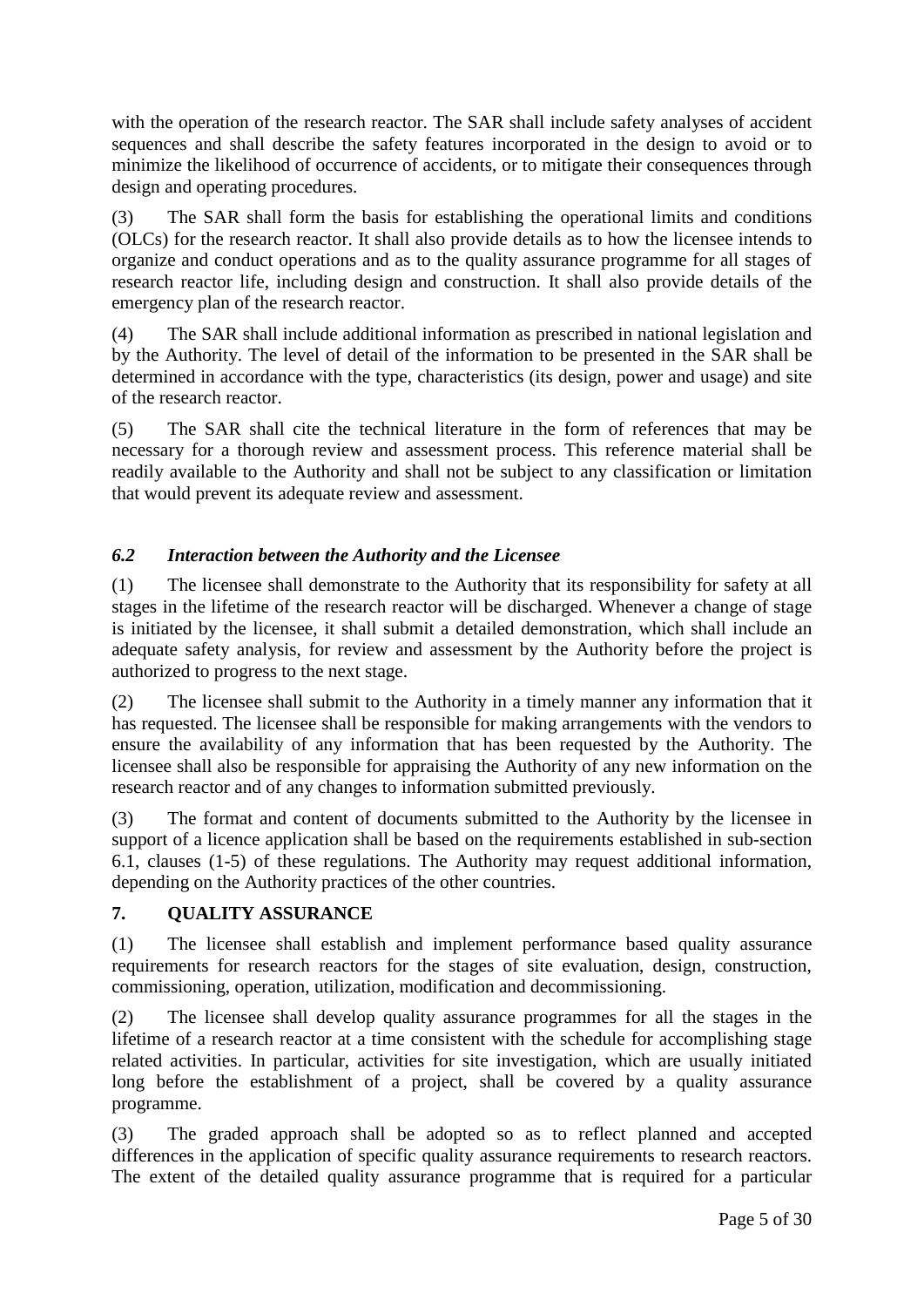with the operation of the research reactor. The SAR shall include safety analyses of accident sequences and shall describe the safety features incorporated in the design to avoid or to minimize the likelihood of occurrence of accidents, or to mitigate their consequences through design and operating procedures.

(3) The SAR shall form the basis for establishing the operational limits and conditions (OLCs) for the research reactor. It shall also provide details as to how the licensee intends to organize and conduct operations and as to the quality assurance programme for all stages of research reactor life, including design and construction. It shall also provide details of the emergency plan of the research reactor.

(4) The SAR shall include additional information as prescribed in national legislation and by the Authority. The level of detail of the information to be presented in the SAR shall be determined in accordance with the type, characteristics (its design, power and usage) and site of the research reactor.

(5) The SAR shall cite the technical literature in the form of references that may be necessary for a thorough review and assessment process. This reference material shall be readily available to the Authority and shall not be subject to any classification or limitation that would prevent its adequate review and assessment.

### *6.2 Interaction between the Authority and the Licensee*

(1) The licensee shall demonstrate to the Authority that its responsibility for safety at all stages in the lifetime of the research reactor will be discharged. Whenever a change of stage is initiated by the licensee, it shall submit a detailed demonstration, which shall include an adequate safety analysis, for review and assessment by the Authority before the project is authorized to progress to the next stage.

(2) The licensee shall submit to the Authority in a timely manner any information that it has requested. The licensee shall be responsible for making arrangements with the vendors to ensure the availability of any information that has been requested by the Authority. The licensee shall also be responsible for appraising the Authority of any new information on the research reactor and of any changes to information submitted previously.

(3) The format and content of documents submitted to the Authority by the licensee in support of a licence application shall be based on the requirements established in sub-section 6.1, clauses (1-5) of these regulations. The Authority may request additional information, depending on the Authority practices of the other countries.

## 7. QUALITY ASSURANCE

(1) The licensee shall establish and implement performance based quality assurance requirements for research reactors for the stages of site evaluation, design, construction, commissioning, operation, utilization, modification and decommissioning.

(2) The licensee shall develop quality assurance programmes for all the stages in the lifetime of a research reactor at a time consistent with the schedule for accomplishing stage related activities. In particular, activities for site investigation, which are usually initiated long before the establishment of a project, shall be covered by a quality assurance programme.

(3) The graded approach shall be adopted so as to reflect planned and accepted differences in the application of specific quality assurance requirements to research reactors. The extent of the detailed quality assurance programme that is required for a particular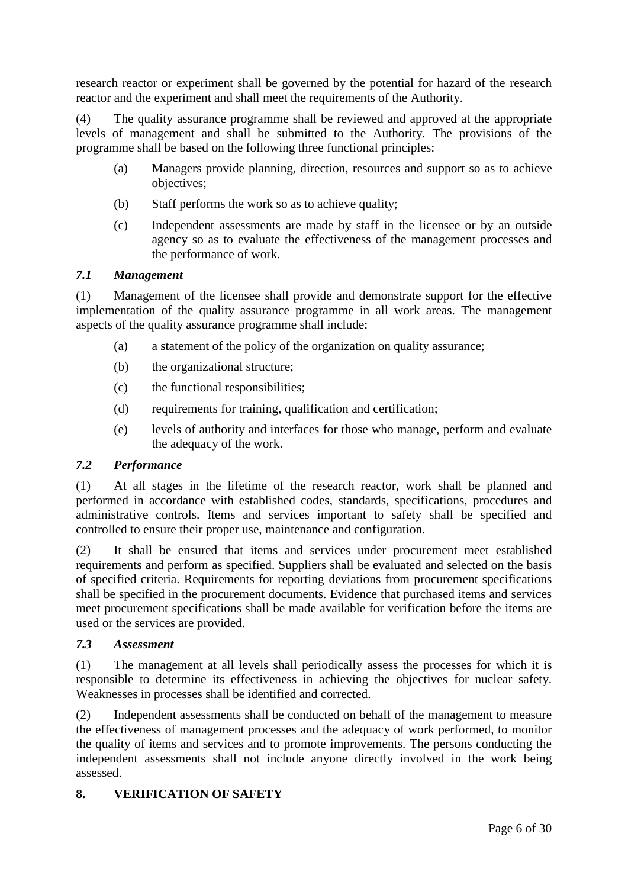research reactor or experiment shall be governed by the potential for hazard of the research reactor and the experiment and shall meet the requirements of the Authority.

(4) The quality assurance programme shall be reviewed and approved at the appropriate levels of management and shall be submitted to the Authority. The provisions of the programme shall be based on the following three functional principles:

- (a) Managers provide planning, direction, resources and support so as to achieve objectives;
- (b) Staff performs the work so as to achieve quality;
- (c) Independent assessments are made by staff in the licensee or by an outside agency so as to evaluate the effectiveness of the management processes and the performance of work.

### *7.1 Management*

(1) Management of the licensee shall provide and demonstrate support for the effective implementation of the quality assurance programme in all work areas. The management aspects of the quality assurance programme shall include:

- (a) a statement of the policy of the organization on quality assurance;
- (b) the organizational structure;
- (c) the functional responsibilities;
- (d) requirements for training, qualification and certification;
- (e) levels of authority and interfaces for those who manage, perform and evaluate the adequacy of the work.

### *7.2 Performance*

(1) At all stages in the lifetime of the research reactor, work shall be planned and performed in accordance with established codes, standards, specifications, procedures and administrative controls. Items and services important to safety shall be specified and controlled to ensure their proper use, maintenance and configuration.

(2) It shall be ensured that items and services under procurement meet established requirements and perform as specified. Suppliers shall be evaluated and selected on the basis of specified criteria. Requirements for reporting deviations from procurement specifications shall be specified in the procurement documents. Evidence that purchased items and services meet procurement specifications shall be made available for verification before the items are used or the services are provided.

### *7.3 Assessment*

(1) The management at all levels shall periodically assess the processes for which it is responsible to determine its effectiveness in achieving the objectives for nuclear safety. Weaknesses in processes shall be identified and corrected.

(2) Independent assessments shall be conducted on behalf of the management to measure the effectiveness of management processes and the adequacy of work performed, to monitor the quality of items and services and to promote improvements. The persons conducting the independent assessments shall not include anyone directly involved in the work being assessed.

## **8. VERIFICATION OF SAFETY**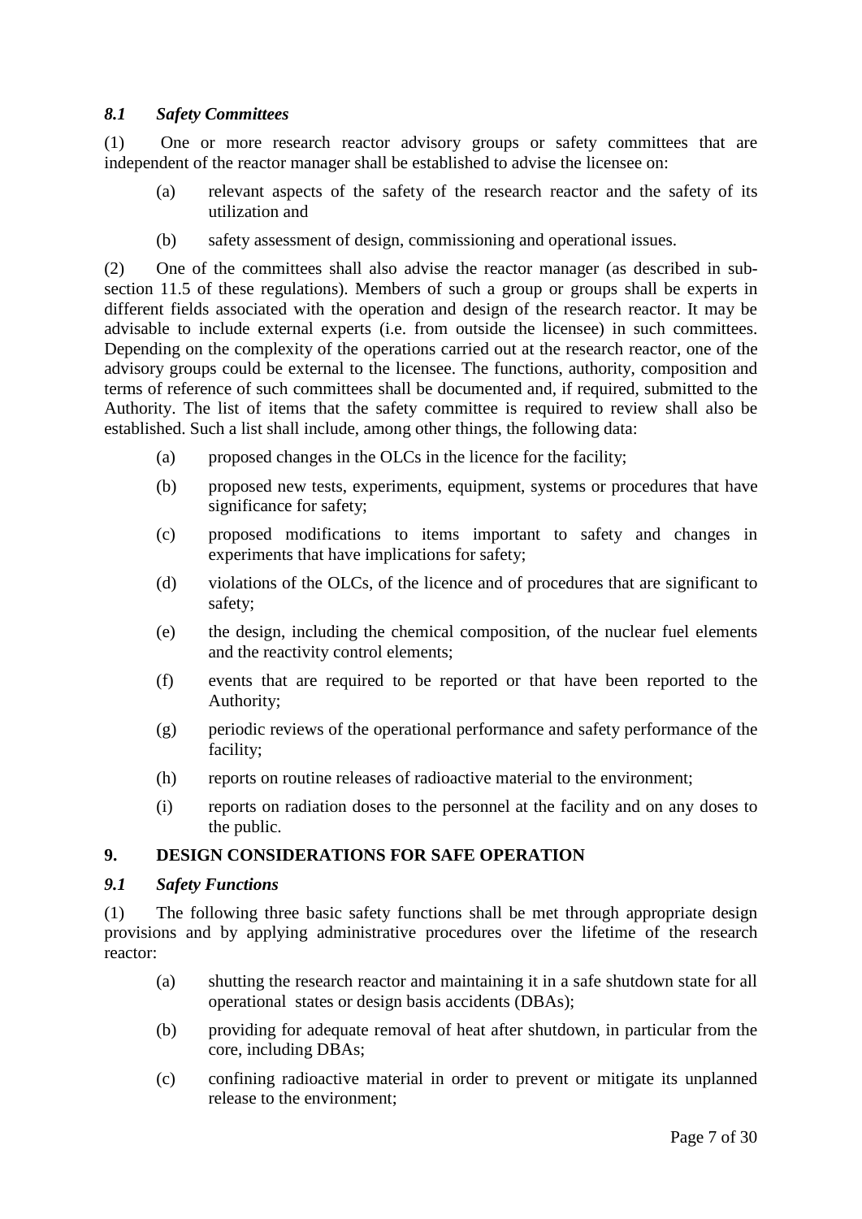### *8.1 Safety Committees*

(1) One or more research reactor advisory groups or safety committees that are independent of the reactor manager shall be established to advise the licensee on:

- (a) relevant aspects of the safety of the research reactor and the safety of its utilization and
- (b) safety assessment of design, commissioning and operational issues.

(2) One of the committees shall also advise the reactor manager (as described in sub-section 11.5 of these regulations). Members of such a group or groups shall be experts in different fields associated with the operation and design of the research reactor. It may be advisable to include external experts (i.e. from outside the licensee) in such committees. Depending on the complexity of the operations carried out at the research reactor, one of the advisory groups could be external to the licensee. The functions, authority, composition and terms of reference of such committees shall be documented and, if required, submitted to the Authority. The list of items that the safety committee is required to review shall also be established. Such a list shall include, among other things, the following data:

- (a) proposed changes in the OLCs in the licence for the facility;
- (b) proposed new tests, experiments, equipment, systems or procedures that have significance for safety;
- (c) proposed modifications to items important to safety and changes in experiments that have implications for safety;
- (d) violations of the OLCs, of the licence and of procedures that are significant to safety;
- (e) the design, including the chemical composition, of the nuclear fuel elements and the reactivity control elements;
- (f) events that are required to be reported or that have been reported to the Authority;
- (g) periodic reviews of the operational performance and safety performance of the facility;
- (h) reports on routine releases of radioactive material to the environment;
- (i) reports on radiation doses to the personnel at the facility and on any doses to the public.

## 9. DESIGN CONSIDERATIONS FOR SAFE OPERATION

### *9.1 Safety Functions*

(1) The following three basic safety functions shall be met through appropriate design provisions and by applying administrative procedures over the lifetime of the research reactor:

- (a) shutting the research reactor and maintaining it in a safe shutdown state for all operational states or design basis accidents (DBAs);
- (b) providing for adequate removal of heat after shutdown, in particular from the core, including DBAs;
- (c) confining radioactive material in order to prevent or mitigate its unplanned release to the environment;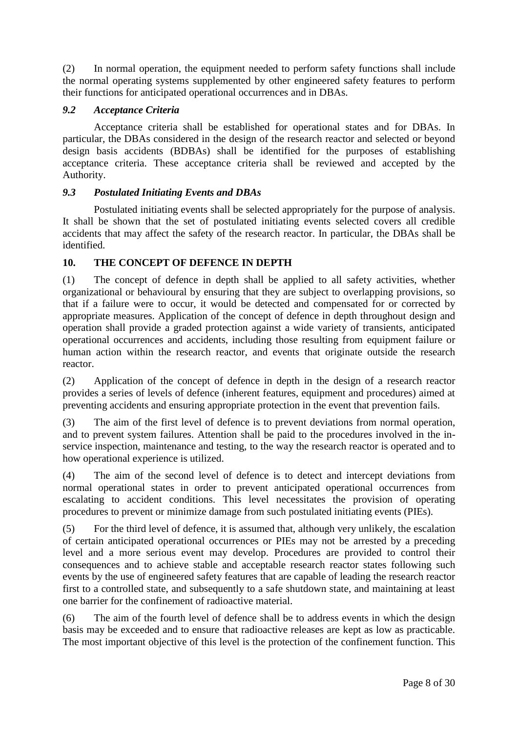(2) In normal operation, the equipment needed to perform safety functions shall include the normal operating systems supplemented by other engineered safety features to perform their functions for anticipated operational occurrences and in DBAs.

### *9.2 Acceptance Criteria*

Acceptance criteria shall be established for operational states and for DBAs. In particular, the DBAs considered in the design of the research reactor and selected or beyond design basis accidents (BDBAs) shall be identified for the purposes of establishing acceptance criteria. These acceptance criteria shall be reviewed and accepted by the Authority.

### *9.3 Postulated Initiating Events and DBAs*

Postulated initiating events shall be selected appropriately for the purpose of analysis. It shall be shown that the set of postulated initiating events selected covers all credible accidents that may affect the safety of the research reactor. In particular, the DBAs shall be identified.

## 10. THE CONCEPT OF DEFENCE IN DEPTH

(1) The concept of defence in depth shall be applied to all safety activities, whether organizational or behavioural by ensuring that they are subject to overlapping provisions, so that if a failure were to occur, it would be detected and compensated for or corrected by appropriate measures. Application of the concept of defence in depth throughout design and operation shall provide a graded protection against a wide variety of transients, anticipated operational occurrences and accidents, including those resulting from equipment failure or human action within the research reactor, and events that originate outside the research reactor.

(2) Application of the concept of defence in depth in the design of a research reactor provides a series of levels of defence (inherent features, equipment and procedures) aimed at preventing accidents and ensuring appropriate protection in the event that prevention fails.

(3) The aim of the first level of defence is to prevent deviations from normal operation, and to prevent system failures. Attention shall be paid to the procedures involved in the in-service inspection, maintenance and testing, to the way the research reactor is operated and to how operational experience is utilized.

(4) The aim of the second level of defence is to detect and intercept deviations from normal operational states in order to prevent anticipated operational occurrences from escalating to accident conditions. This level necessitates the provision of operating procedures to prevent or minimize damage from such postulated initiating events (PIEs).

(5) For the third level of defence, it is assumed that, although very unlikely, the escalation of certain anticipated operational occurrences or PIEs may not be arrested by a preceding level and a more serious event may develop. Procedures are provided to control their consequences and to achieve stable and acceptable research reactor states following such events by the use of engineered safety features that are capable of leading the research reactor first to a controlled state, and subsequently to a safe shutdown state, and maintaining at least one barrier for the confinement of radioactive material.

(6) The aim of the fourth level of defence shall be to address events in which the design basis may be exceeded and to ensure that radioactive releases are kept as low as practicable. The most important objective of this level is the protection of the confinement function. This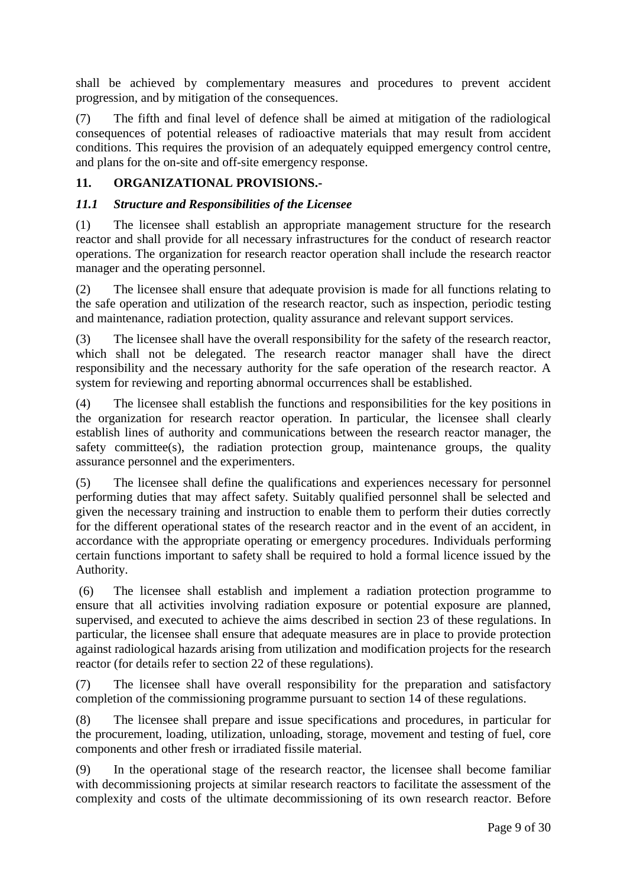shall be achieved by complementary measures and procedures to prevent accident progression, and by mitigation of the consequences.

(7) The fifth and final level of defence shall be aimed at mitigation of the radiological consequences of potential releases of radioactive materials that may result from accident conditions. This requires the provision of an adequately equipped emergency control centre, and plans for the on-site and off-site emergency response.

## 11. ORGANIZATIONAL PROVISIONS.-

### *11.1 Structure and Responsibilities of the Licensee*

(1) The licensee shall establish an appropriate management structure for the research reactor and shall provide for all necessary infrastructures for the conduct of research reactor operations. The organization for research reactor operation shall include the research reactor manager and the operating personnel.

(2) The licensee shall ensure that adequate provision is made for all functions relating to the safe operation and utilization of the research reactor, such as inspection, periodic testing and maintenance, radiation protection, quality assurance and relevant support services.

(3) The licensee shall have the overall responsibility for the safety of the research reactor, which shall not be delegated. The research reactor manager shall have the direct responsibility and the necessary authority for the safe operation of the research reactor. A system for reviewing and reporting abnormal occurrences shall be established.

(4) The licensee shall establish the functions and responsibilities for the key positions in the organization for research reactor operation. In particular, the licensee shall clearly establish lines of authority and communications between the research reactor manager, the safety committee(s), the radiation protection group, maintenance groups, the quality assurance personnel and the experimenters.

(5) The licensee shall define the qualifications and experiences necessary for personnel performing duties that may affect safety. Suitably qualified personnel shall be selected and given the necessary training and instruction to enable them to perform their duties correctly for the different operational states of the research reactor and in the event of an accident, in accordance with the appropriate operating or emergency procedures. Individuals performing certain functions important to safety shall be required to hold a formal licence issued by the Authority.

(6) The licensee shall establish and implement a radiation protection programme to ensure that all activities involving radiation exposure or potential exposure are planned, supervised, and executed to achieve the aims described in section 23 of these regulations. In particular, the licensee shall ensure that adequate measures are in place to provide protection against radiological hazards arising from utilization and modification projects for the research reactor (for details refer to section 22 of these regulations).

(7) The licensee shall have overall responsibility for the preparation and satisfactory completion of the commissioning programme pursuant to section 14 of these regulations.

(8) The licensee shall prepare and issue specifications and procedures, in particular for the procurement, loading, utilization, unloading, storage, movement and testing of fuel, core components and other fresh or irradiated fissile material.

(9) In the operational stage of the research reactor, the licensee shall become familiar with decommissioning projects at similar research reactors to facilitate the assessment of the complexity and costs of the ultimate decommissioning of its own research reactor. Before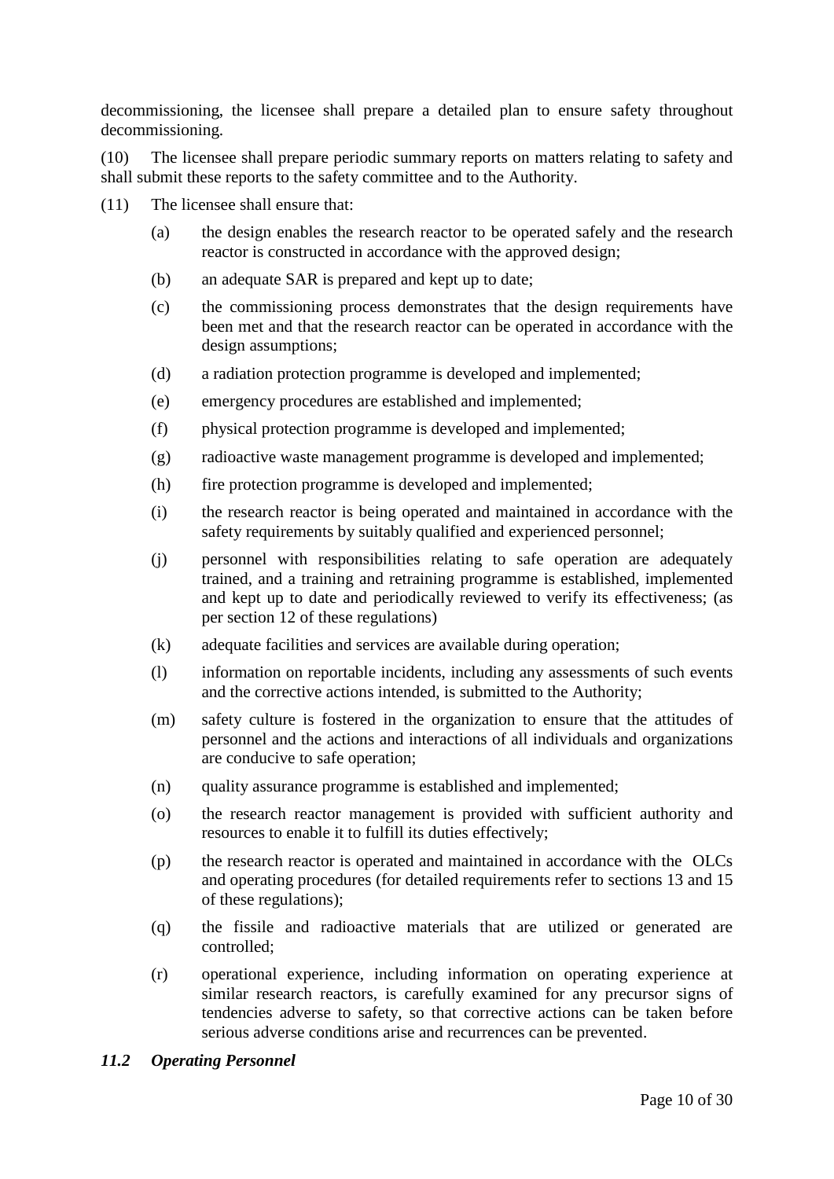decommissioning, the licensee shall prepare a detailed plan to ensure safety throughout decommissioning.

(10) The licensee shall prepare periodic summary reports on matters relating to safety and shall submit these reports to the safety committee and to the Authority.

(11) The licensee shall ensure that:

(a) the design enables the research reactor to be operated safely and the research reactor is constructed in accordance with the approved design;

(b) an adequate SAR is prepared and kept up to date;

(c) the commissioning process demonstrates that the design requirements have been met and that the research reactor can be operated in accordance with the design assumptions;

(d) a radiation protection programme is developed and implemented;

(e) emergency procedures are established and implemented;

(f) physical protection programme is developed and implemented;

(g) radioactive waste management programme is developed and implemented;

(h) fire protection programme is developed and implemented;

(i) the research reactor is being operated and maintained in accordance with the safety requirements by suitably qualified and experienced personnel;

(j) personnel with responsibilities relating to safe operation are adequately trained, and a training and retraining programme is established, implemented and kept up to date and periodically reviewed to verify its effectiveness; (as per section 12 of these regulations)

(k) adequate facilities and services are available during operation;

(l) information on reportable incidents, including any assessments of such events and the corrective actions intended, is submitted to the Authority;

(m) safety culture is fostered in the organization to ensure that the attitudes of personnel and the actions and interactions of all individuals and organizations are conducive to safe operation;

(n) quality assurance programme is established and implemented;

(o) the research reactor management is provided with sufficient authority and resources to enable it to fulfill its duties effectively;

(p) the research reactor is operated and maintained in accordance with the OLCs and operating procedures (for detailed requirements refer to sections 13 and 15 of these regulations);

(q) the fissile and radioactive materials that are utilized or generated are controlled;

(r) operational experience, including information on operating experience at similar research reactors, is carefully examined for any precursor signs of tendencies adverse to safety, so that corrective actions can be taken before serious adverse conditions arise and recurrences can be prevented.

### *11.2 Operating Personnel*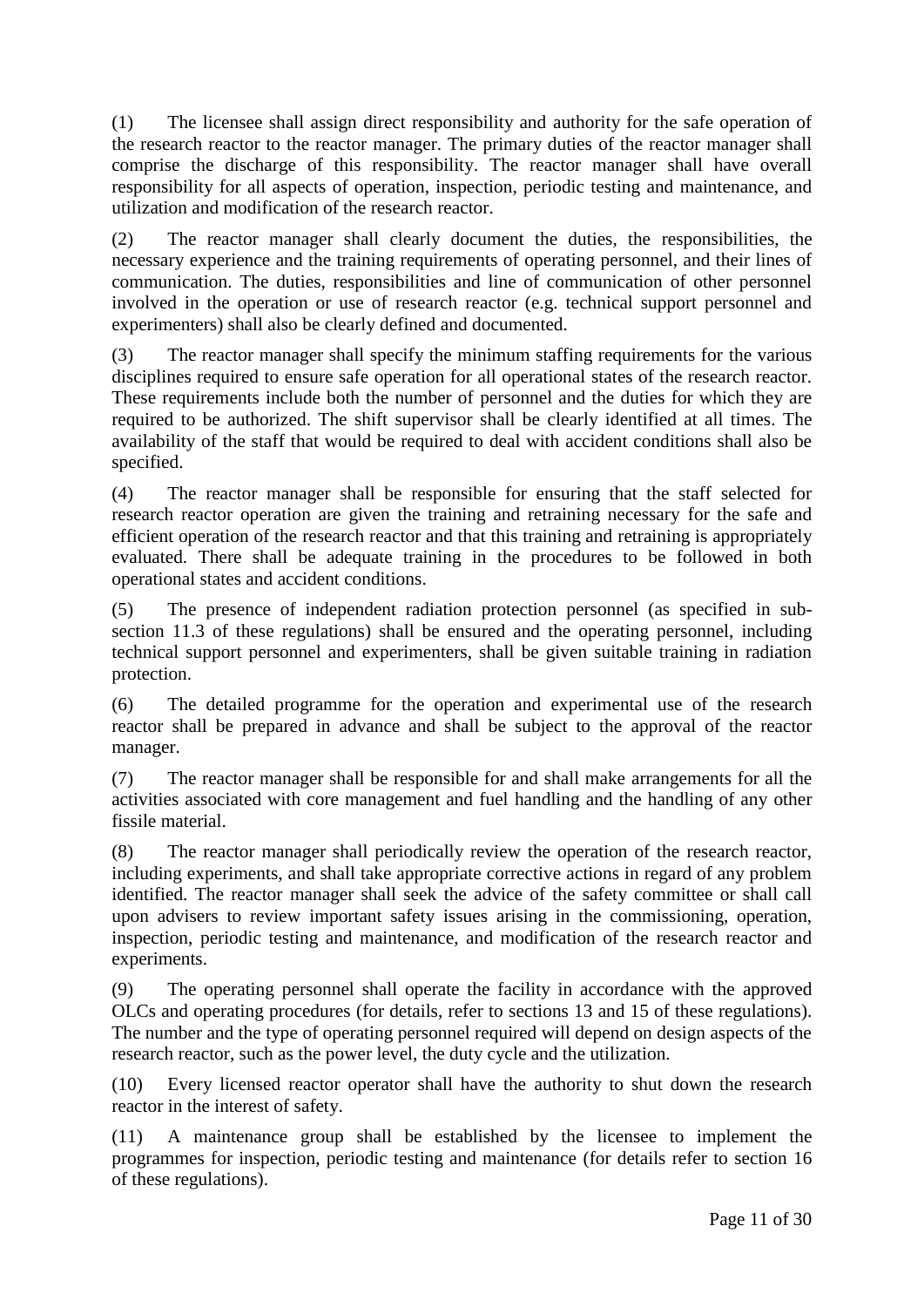(1) The licensee shall assign direct responsibility and authority for the safe operation of the research reactor to the reactor manager. The primary duties of the reactor manager shall comprise the discharge of this responsibility. The reactor manager shall have overall responsibility for all aspects of operation, inspection, periodic testing and maintenance, and utilization and modification of the research reactor.

(2) The reactor manager shall clearly document the duties, the responsibilities, the necessary experience and the training requirements of operating personnel, and their lines of communication. The duties, responsibilities and line of communication of other personnel involved in the operation or use of research reactor (e.g. technical support personnel and experimenters) shall also be clearly defined and documented.

(3) The reactor manager shall specify the minimum staffing requirements for the various disciplines required to ensure safe operation for all operational states of the research reactor. These requirements include both the number of personnel and the duties for which they are required to be authorized. The shift supervisor shall be clearly identified at all times. The availability of the staff that would be required to deal with accident conditions shall also be specified.

(4) The reactor manager shall be responsible for ensuring that the staff selected for research reactor operation are given the training and retraining necessary for the safe and efficient operation of the research reactor and that this training and retraining is appropriately evaluated. There shall be adequate training in the procedures to be followed in both operational states and accident conditions.

(5) The presence of independent radiation protection personnel (as specified in sub-section 11.3 of these regulations) shall be ensured and the operating personnel, including technical support personnel and experimenters, shall be given suitable training in radiation protection.

(6) The detailed programme for the operation and experimental use of the research reactor shall be prepared in advance and shall be subject to the approval of the reactor manager.

(7) The reactor manager shall be responsible for and shall make arrangements for all the activities associated with core management and fuel handling and the handling of any other fissile material.

(8) The reactor manager shall periodically review the operation of the research reactor, including experiments, and shall take appropriate corrective actions in regard of any problem identified. The reactor manager shall seek the advice of the safety committee or shall call upon advisers to review important safety issues arising in the commissioning, operation, inspection, periodic testing and maintenance, and modification of the research reactor and experiments.

(9) The operating personnel shall operate the facility in accordance with the approved OLCs and operating procedures (for details, refer to sections 13 and 15 of these regulations). The number and the type of operating personnel required will depend on design aspects of the research reactor, such as the power level, the duty cycle and the utilization.

(10) Every licensed reactor operator shall have the authority to shut down the research reactor in the interest of safety.

(11) A maintenance group shall be established by the licensee to implement the programmes for inspection, periodic testing and maintenance (for details refer to section 16 of these regulations).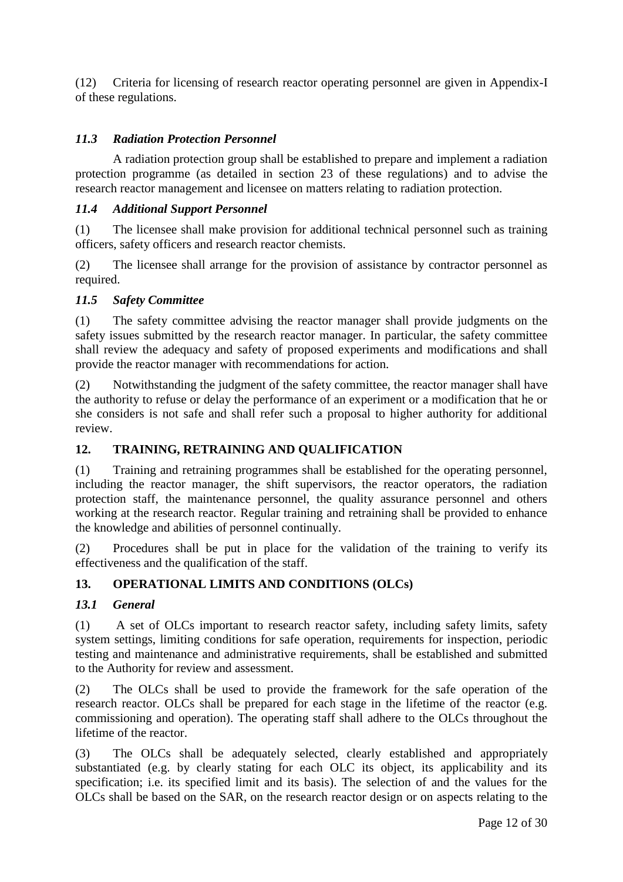(12) Criteria for licensing of research reactor operating personnel are given in Appendix-I of these regulations.

### *11.3 Radiation Protection Personnel*

A radiation protection group shall be established to prepare and implement a radiation protection programme (as detailed in section 23 of these regulations) and to advise the research reactor management and licensee on matters relating to radiation protection.

### *11.4 Additional Support Personnel*

(1) The licensee shall make provision for additional technical personnel such as training officers, safety officers and research reactor chemists.

(2) The licensee shall arrange for the provision of assistance by contractor personnel as required.

### *11.5 Safety Committee*

(1) The safety committee advising the reactor manager shall provide judgments on the safety issues submitted by the research reactor manager. In particular, the safety committee shall review the adequacy and safety of proposed experiments and modifications and shall provide the reactor manager with recommendations for action.

(2) Notwithstanding the judgment of the safety committee, the reactor manager shall have the authority to refuse or delay the performance of an experiment or a modification that he or she considers is not safe and shall refer such a proposal to higher authority for additional review.

## 12. TRAINING, RETRAINING AND QUALIFICATION

(1) Training and retraining programmes shall be established for the operating personnel, including the reactor manager, the shift supervisors, the reactor operators, the radiation protection staff, the maintenance personnel, the quality assurance personnel and others working at the research reactor. Regular training and retraining shall be provided to enhance the knowledge and abilities of personnel continually.

(2) Procedures shall be put in place for the validation of the training to verify its effectiveness and the qualification of the staff.

## 13. OPERATIONAL LIMITS AND CONDITIONS (OLCs)

### *13.1 General*

(1) A set of OLCs important to research reactor safety, including safety limits, safety system settings, limiting conditions for safe operation, requirements for inspection, periodic testing and maintenance and administrative requirements, shall be established and submitted to the Authority for review and assessment.

(2) The OLCs shall be used to provide the framework for the safe operation of the research reactor. OLCs shall be prepared for each stage in the lifetime of the reactor (e.g. commissioning and operation). The operating staff shall adhere to the OLCs throughout the lifetime of the reactor.

(3) The OLCs shall be adequately selected, clearly established and appropriately substantiated (e.g. by clearly stating for each OLC its object, its applicability and its specification; i.e. its specified limit and its basis). The selection of and the values for the OLCs shall be based on the SAR, on the research reactor design or on aspects relating to the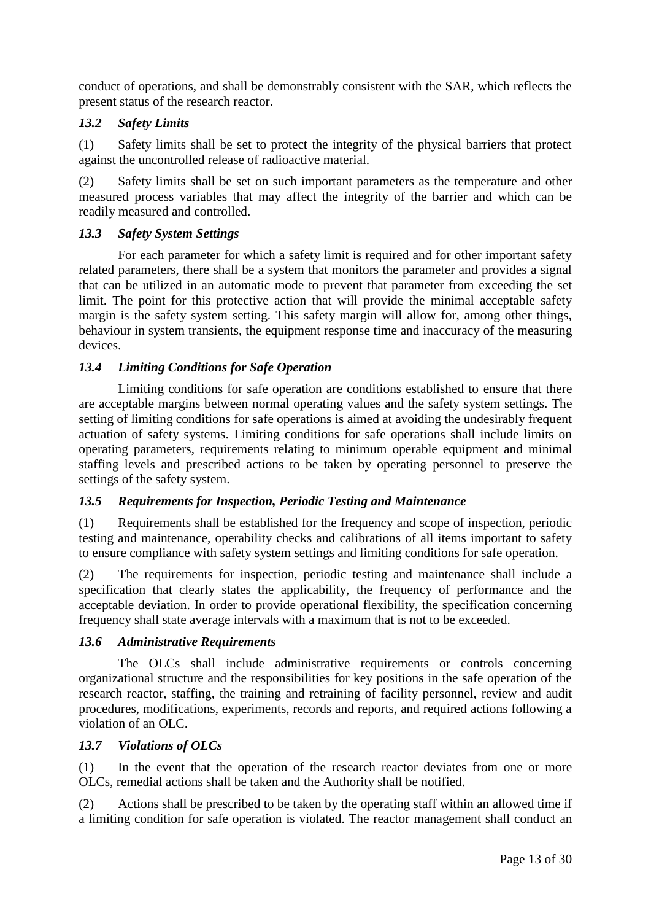conduct of operations, and shall be demonstrably consistent with the SAR, which reflects the present status of the research reactor.

### *13.2 Safety Limits*

(1) Safety limits shall be set to protect the integrity of the physical barriers that protect against the uncontrolled release of radioactive material.

(2) Safety limits shall be set on such important parameters as the temperature and other measured process variables that may affect the integrity of the barrier and which can be readily measured and controlled.

### *13.3 Safety System Settings*

For each parameter for which a safety limit is required and for other important safety related parameters, there shall be a system that monitors the parameter and provides a signal that can be utilized in an automatic mode to prevent that parameter from exceeding the set limit. The point for this protective action that will provide the minimal acceptable safety margin is the safety system setting. This safety margin will allow for, among other things, behaviour in system transients, the equipment response time and inaccuracy of the measuring devices.

### *13.4 Limiting Conditions for Safe Operation*

Limiting conditions for safe operation are conditions established to ensure that there are acceptable margins between normal operating values and the safety system settings. The setting of limiting conditions for safe operations is aimed at avoiding the undesirably frequent actuation of safety systems. Limiting conditions for safe operations shall include limits on operating parameters, requirements relating to minimum operable equipment and minimal staffing levels and prescribed actions to be taken by operating personnel to preserve the settings of the safety system.

### *13.5 Requirements for Inspection, Periodic Testing and Maintenance*

(1) Requirements shall be established for the frequency and scope of inspection, periodic testing and maintenance, operability checks and calibrations of all items important to safety to ensure compliance with safety system settings and limiting conditions for safe operation.

(2) The requirements for inspection, periodic testing and maintenance shall include a specification that clearly states the applicability, the frequency of performance and the acceptable deviation. In order to provide operational flexibility, the specification concerning frequency shall state average intervals with a maximum that is not to be exceeded.

### *13.6 Administrative Requirements*

The OLCs shall include administrative requirements or controls concerning organizational structure and the responsibilities for key positions in the safe operation of the research reactor, staffing, the training and retraining of facility personnel, review and audit procedures, modifications, experiments, records and reports, and required actions following a violation of an OLC.

### *13.7 Violations of OLCs*

(1) In the event that the operation of the research reactor deviates from one or more OLCs, remedial actions shall be taken and the Authority shall be notified.

(2) Actions shall be prescribed to be taken by the operating staff within an allowed time if a limiting condition for safe operation is violated. The reactor management shall conduct an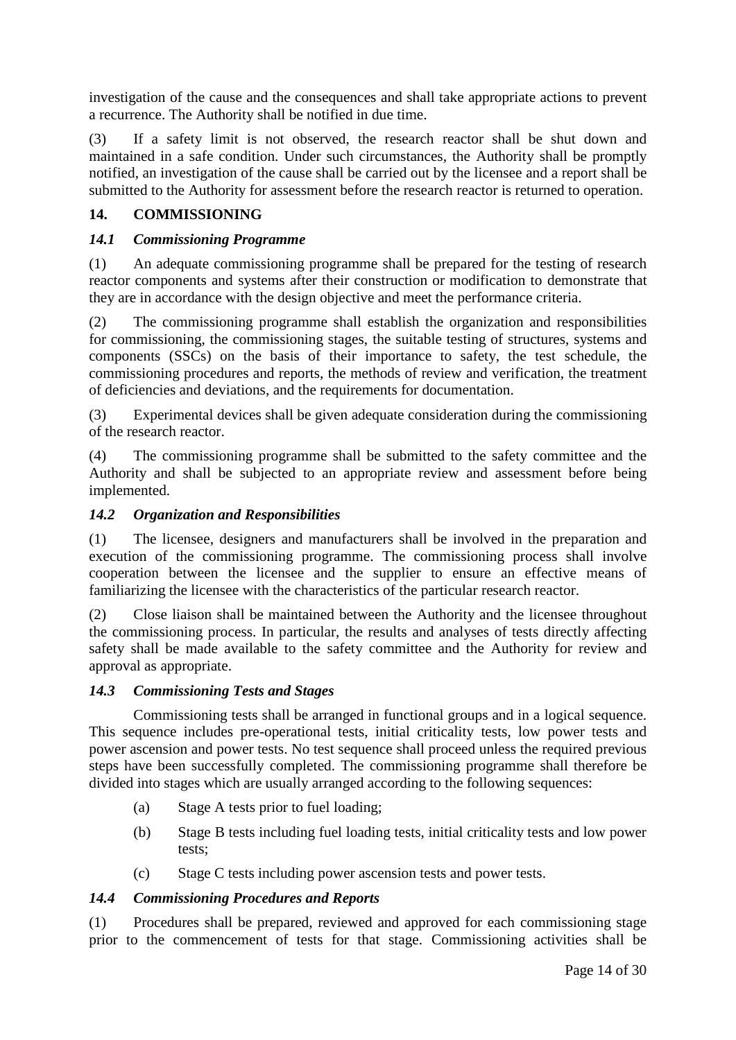investigation of the cause and the consequences and shall take appropriate actions to prevent a recurrence. The Authority shall be notified in due time.

(3) If a safety limit is not observed, the research reactor shall be shut down and maintained in a safe condition. Under such circumstances, the Authority shall be promptly notified, an investigation of the cause shall be carried out by the licensee and a report shall be submitted to the Authority for assessment before the research reactor is returned to operation.

## 14. COMMISSIONING

### *14.1 Commissioning Programme*

(1) An adequate commissioning programme shall be prepared for the testing of research reactor components and systems after their construction or modification to demonstrate that they are in accordance with the design objective and meet the performance criteria.

(2) The commissioning programme shall establish the organization and responsibilities for commissioning, the commissioning stages, the suitable testing of structures, systems and components (SSCs) on the basis of their importance to safety, the test schedule, the commissioning procedures and reports, the methods of review and verification, the treatment of deficiencies and deviations, and the requirements for documentation.

(3) Experimental devices shall be given adequate consideration during the commissioning of the research reactor.

(4) The commissioning programme shall be submitted to the safety committee and the Authority and shall be subjected to an appropriate review and assessment before being implemented.

### *14.2 Organization and Responsibilities*

(1) The licensee, designers and manufacturers shall be involved in the preparation and execution of the commissioning programme. The commissioning process shall involve cooperation between the licensee and the supplier to ensure an effective means of familiarizing the licensee with the characteristics of the particular research reactor.

(2) Close liaison shall be maintained between the Authority and the licensee throughout the commissioning process. In particular, the results and analyses of tests directly affecting safety shall be made available to the safety committee and the Authority for review and approval as appropriate.

### *14.3 Commissioning Tests and Stages*

Commissioning tests shall be arranged in functional groups and in a logical sequence. This sequence includes pre-operational tests, initial criticality tests, low power tests and power ascension and power tests. No test sequence shall proceed unless the required previous steps have been successfully completed. The commissioning programme shall therefore be divided into stages which are usually arranged according to the following sequences:

(a) Stage A tests prior to fuel loading;

(b) Stage B tests including fuel loading tests, initial criticality tests and low power tests;

(c) Stage C tests including power ascension tests and power tests.

### *14.4 Commissioning Procedures and Reports*

(1) Procedures shall be prepared, reviewed and approved for each commissioning stage prior to the commencement of tests for that stage. Commissioning activities shall be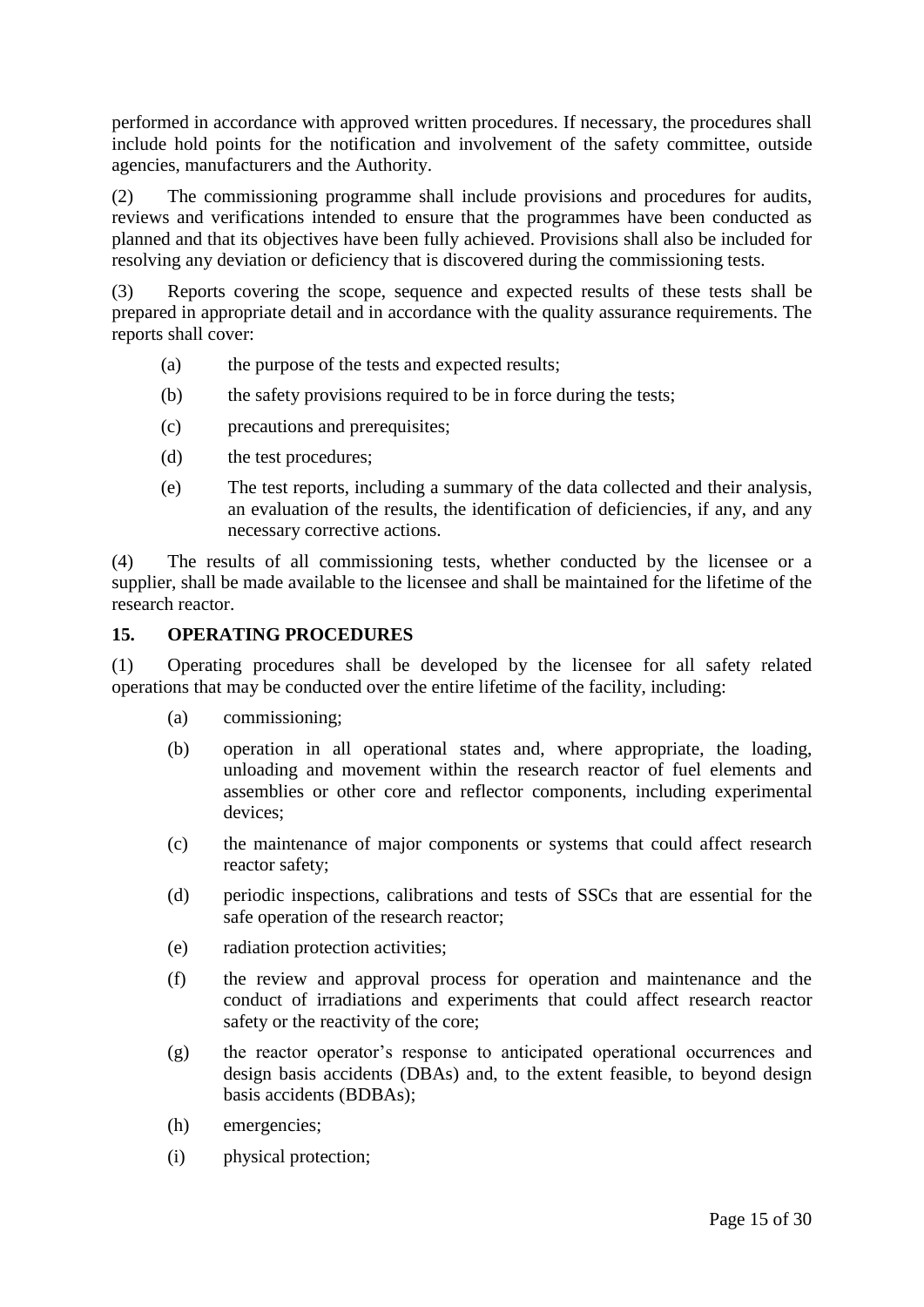performed in accordance with approved written procedures. If necessary, the procedures shall include hold points for the notification and involvement of the safety committee, outside agencies, manufacturers and the Authority.

(2) The commissioning programme shall include provisions and procedures for audits, reviews and verifications intended to ensure that the programmes have been conducted as planned and that its objectives have been fully achieved. Provisions shall also be included for resolving any deviation or deficiency that is discovered during the commissioning tests.

(3) Reports covering the scope, sequence and expected results of these tests shall be prepared in appropriate detail and in accordance with the quality assurance requirements. The reports shall cover:

- (a) the purpose of the tests and expected results;
- (b) the safety provisions required to be in force during the tests;
- (c) precautions and prerequisites;
- (d) the test procedures;
- (e) The test reports, including a summary of the data collected and their analysis, an evaluation of the results, the identification of deficiencies, if any, and any necessary corrective actions.

(4) The results of all commissioning tests, whether conducted by the licensee or a supplier, shall be made available to the licensee and shall be maintained for the lifetime of the research reactor.

## 15. OPERATING PROCEDURES

(1) Operating procedures shall be developed by the licensee for all safety related operations that may be conducted over the entire lifetime of the facility, including:

- (a) commissioning;
- (b) operation in all operational states and, where appropriate, the loading, unloading and movement within the research reactor of fuel elements and assemblies or other core and reflector components, including experimental devices;
- (c) the maintenance of major components or systems that could affect research reactor safety;
- (d) periodic inspections, calibrations and tests of SSCs that are essential for the safe operation of the research reactor;
- (e) radiation protection activities;
- (f) the review and approval process for operation and maintenance and the conduct of irradiations and experiments that could affect research reactor safety or the reactivity of the core;
- (g) the reactor operator's response to anticipated operational occurrences and design basis accidents (DBAs) and, to the extent feasible, to beyond design basis accidents (BDBAs);
- (h) emergencies;
- (i) physical protection;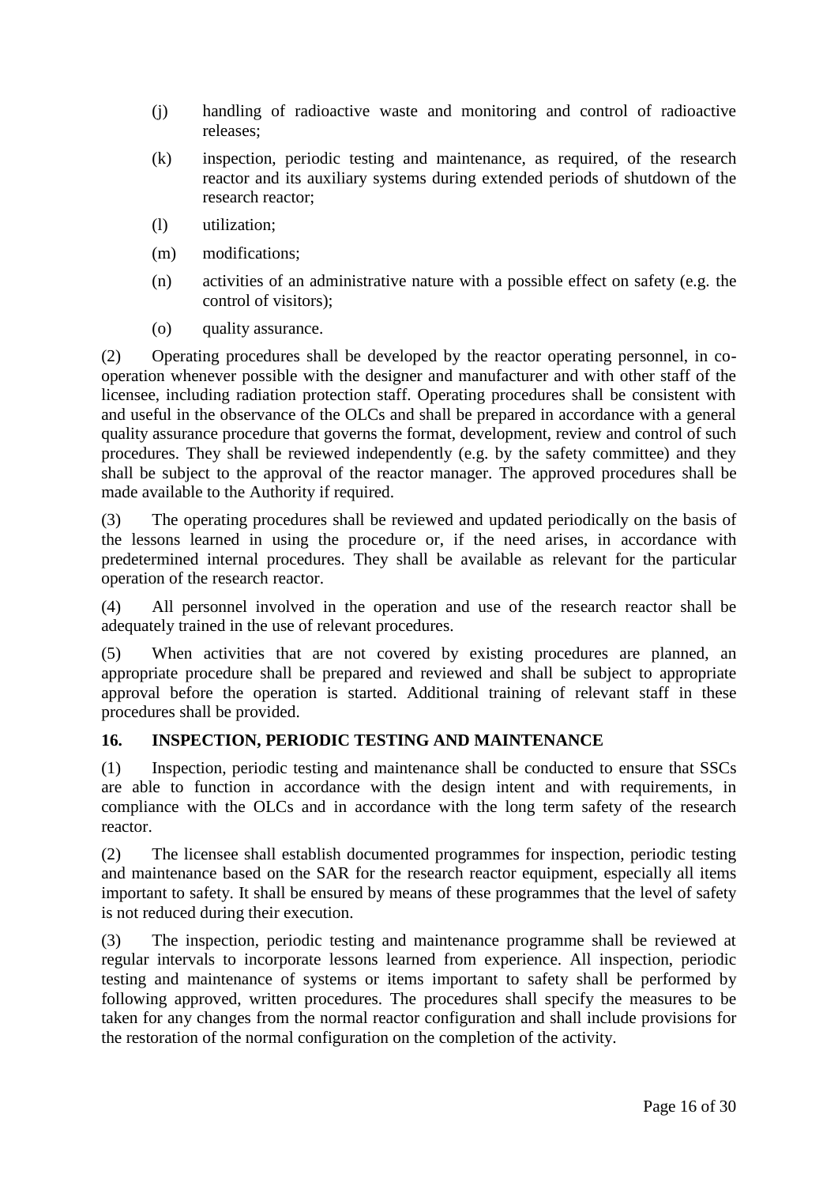(j) handling of radioactive waste and monitoring and control of radioactive releases;

(k) inspection, periodic testing and maintenance, as required, of the research reactor and its auxiliary systems during extended periods of shutdown of the research reactor;

(l) utilization;

(m) modifications;

(n) activities of an administrative nature with a possible effect on safety (e.g. the control of visitors);

(o) quality assurance.

(2) Operating procedures shall be developed by the reactor operating personnel, in co-operation whenever possible with the designer and manufacturer and with other staff of the licensee, including radiation protection staff. Operating procedures shall be consistent with and useful in the observance of the OLCs and shall be prepared in accordance with a general quality assurance procedure that governs the format, development, review and control of such procedures. They shall be reviewed independently (e.g. by the safety committee) and they shall be subject to the approval of the reactor manager. The approved procedures shall be made available to the Authority if required.

(3) The operating procedures shall be reviewed and updated periodically on the basis of the lessons learned in using the procedure or, if the need arises, in accordance with predetermined internal procedures. They shall be available as relevant for the particular operation of the research reactor.

(4) All personnel involved in the operation and use of the research reactor shall be adequately trained in the use of relevant procedures.

(5) When activities that are not covered by existing procedures are planned, an appropriate procedure shall be prepared and reviewed and shall be subject to appropriate approval before the operation is started. Additional training of relevant staff in these procedures shall be provided.

## 16. INSPECTION, PERIODIC TESTING AND MAINTENANCE

(1) Inspection, periodic testing and maintenance shall be conducted to ensure that SSCs are able to function in accordance with the design intent and with requirements, in compliance with the OLCs and in accordance with the long term safety of the research reactor.

(2) The licensee shall establish documented programmes for inspection, periodic testing and maintenance based on the SAR for the research reactor equipment, especially all items important to safety. It shall be ensured by means of these programmes that the level of safety is not reduced during their execution.

(3) The inspection, periodic testing and maintenance programme shall be reviewed at regular intervals to incorporate lessons learned from experience. All inspection, periodic testing and maintenance of systems or items important to safety shall be performed by following approved, written procedures. The procedures shall specify the measures to be taken for any changes from the normal reactor configuration and shall include provisions for the restoration of the normal configuration on the completion of the activity.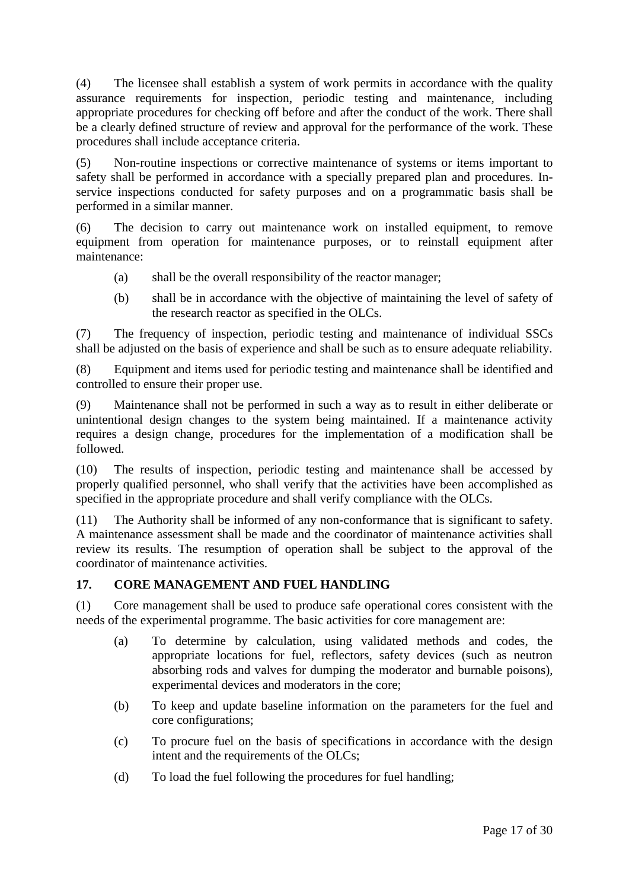(4) The licensee shall establish a system of work permits in accordance with the quality assurance requirements for inspection, periodic testing and maintenance, including appropriate procedures for checking off before and after the conduct of the work. There shall be a clearly defined structure of review and approval for the performance of the work. These procedures shall include acceptance criteria.

(5) Non-routine inspections or corrective maintenance of systems or items important to safety shall be performed in accordance with a specially prepared plan and procedures. In-service inspections conducted for safety purposes and on a programmatic basis shall be performed in a similar manner.

(6) The decision to carry out maintenance work on installed equipment, to remove equipment from operation for maintenance purposes, or to reinstall equipment after maintenance:

- (a) shall be the overall responsibility of the reactor manager;
- (b) shall be in accordance with the objective of maintaining the level of safety of the research reactor as specified in the OLCs.

(7) The frequency of inspection, periodic testing and maintenance of individual SSCs shall be adjusted on the basis of experience and shall be such as to ensure adequate reliability.

(8) Equipment and items used for periodic testing and maintenance shall be identified and controlled to ensure their proper use.

(9) Maintenance shall not be performed in such a way as to result in either deliberate or unintentional design changes to the system being maintained. If a maintenance activity requires a design change, procedures for the implementation of a modification shall be followed.

(10) The results of inspection, periodic testing and maintenance shall be accessed by properly qualified personnel, who shall verify that the activities have been accomplished as specified in the appropriate procedure and shall verify compliance with the OLCs.

(11) The Authority shall be informed of any non-conformance that is significant to safety. A maintenance assessment shall be made and the coordinator of maintenance activities shall review its results. The resumption of operation shall be subject to the approval of the coordinator of maintenance activities.

## 17. CORE MANAGEMENT AND FUEL HANDLING

(1) Core management shall be used to produce safe operational cores consistent with the needs of the experimental programme. The basic activities for core management are:

- (a) To determine by calculation, using validated methods and codes, the appropriate locations for fuel, reflectors, safety devices (such as neutron absorbing rods and valves for dumping the moderator and burnable poisons), experimental devices and moderators in the core;
- (b) To keep and update baseline information on the parameters for the fuel and core configurations;
- (c) To procure fuel on the basis of specifications in accordance with the design intent and the requirements of the OLCs;
- (d) To load the fuel following the procedures for fuel handling;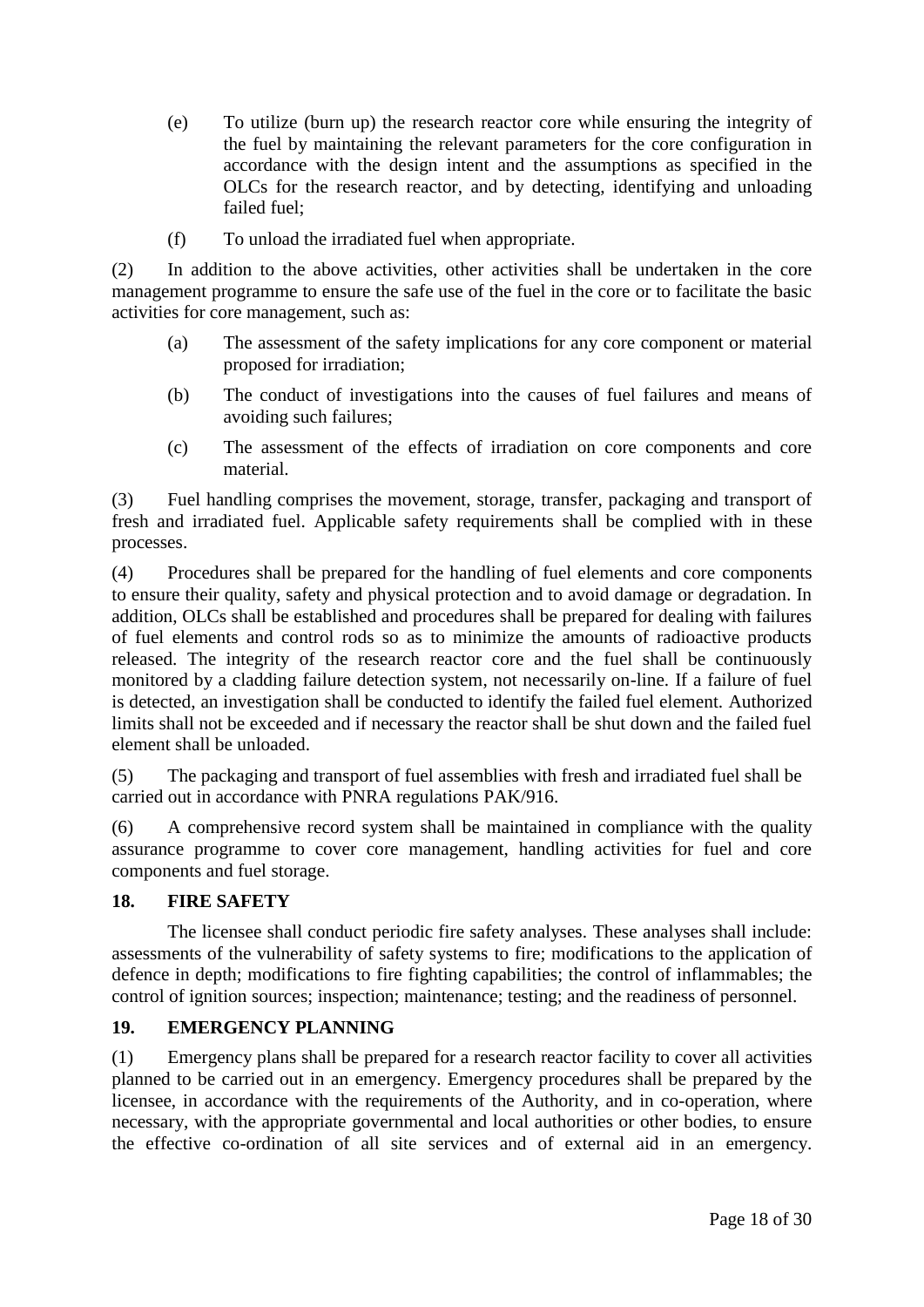(e) To utilize (burn up) the research reactor core while ensuring the integrity of the fuel by maintaining the relevant parameters for the core configuration in accordance with the design intent and the assumptions as specified in the OLCs for the research reactor, and by detecting, identifying and unloading failed fuel;

(f) To unload the irradiated fuel when appropriate.

(2) In addition to the above activities, other activities shall be undertaken in the core management programme to ensure the safe use of the fuel in the core or to facilitate the basic activities for core management, such as:

(a) The assessment of the safety implications for any core component or material proposed for irradiation;

(b) The conduct of investigations into the causes of fuel failures and means of avoiding such failures;

(c) The assessment of the effects of irradiation on core components and core material.

(3) Fuel handling comprises the movement, storage, transfer, packaging and transport of fresh and irradiated fuel. Applicable safety requirements shall be complied with in these processes.

(4) Procedures shall be prepared for the handling of fuel elements and core components to ensure their quality, safety and physical protection and to avoid damage or degradation. In addition, OLCs shall be established and procedures shall be prepared for dealing with failures of fuel elements and control rods so as to minimize the amounts of radioactive products released. The integrity of the research reactor core and the fuel shall be continuously monitored by a cladding failure detection system, not necessarily on-line. If a failure of fuel is detected, an investigation shall be conducted to identify the failed fuel element. Authorized limits shall not be exceeded and if necessary the reactor shall be shut down and the failed fuel element shall be unloaded.

(5) The packaging and transport of fuel assemblies with fresh and irradiated fuel shall be carried out in accordance with PNRA regulations PAK/916.

(6) A comprehensive record system shall be maintained in compliance with the quality assurance programme to cover core management, handling activities for fuel and core components and fuel storage.

## 18. FIRE SAFETY

The licensee shall conduct periodic fire safety analyses. These analyses shall include: assessments of the vulnerability of safety systems to fire; modifications to the application of defence in depth; modifications to fire fighting capabilities; the control of inflammables; the control of ignition sources; inspection; maintenance; testing; and the readiness of personnel.

## 19. EMERGENCY PLANNING

(1) Emergency plans shall be prepared for a research reactor facility to cover all activities planned to be carried out in an emergency. Emergency procedures shall be prepared by the licensee, in accordance with the requirements of the Authority, and in co-operation, where necessary, with the appropriate governmental and local authorities or other bodies, to ensure the effective co-ordination of all site services and of external aid in an emergency.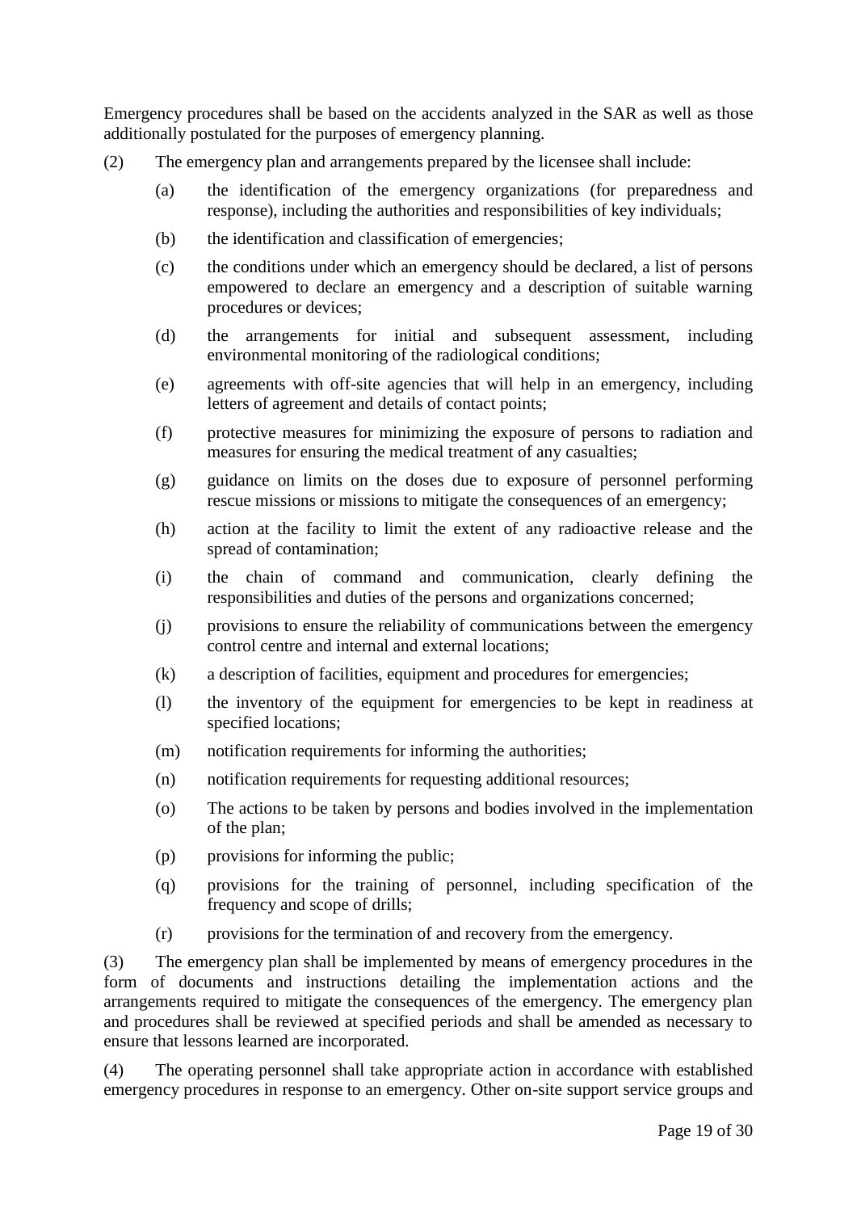Emergency procedures shall be based on the accidents analyzed in the SAR as well as those additionally postulated for the purposes of emergency planning.

(2) The emergency plan and arrangements prepared by the licensee shall include:

(a) the identification of the emergency organizations (for preparedness and response), including the authorities and responsibilities of key individuals;

(b) the identification and classification of emergencies;

(c) the conditions under which an emergency should be declared, a list of persons empowered to declare an emergency and a description of suitable warning procedures or devices;

(d) the arrangements for initial and subsequent assessment, including environmental monitoring of the radiological conditions;

(e) agreements with off-site agencies that will help in an emergency, including letters of agreement and details of contact points;

(f) protective measures for minimizing the exposure of persons to radiation and measures for ensuring the medical treatment of any casualties;

(g) guidance on limits on the doses due to exposure of personnel performing rescue missions or missions to mitigate the consequences of an emergency;

(h) action at the facility to limit the extent of any radioactive release and the spread of contamination;

(i) the chain of command and communication, clearly defining the responsibilities and duties of the persons and organizations concerned;

(j) provisions to ensure the reliability of communications between the emergency control centre and internal and external locations;

(k) a description of facilities, equipment and procedures for emergencies;

(l) the inventory of the equipment for emergencies to be kept in readiness at specified locations;

(m) notification requirements for informing the authorities;

(n) notification requirements for requesting additional resources;

(o) The actions to be taken by persons and bodies involved in the implementation of the plan;

(p) provisions for informing the public;

(q) provisions for the training of personnel, including specification of the frequency and scope of drills;

(r) provisions for the termination of and recovery from the emergency.

(3) The emergency plan shall be implemented by means of emergency procedures in the form of documents and instructions detailing the implementation actions and the arrangements required to mitigate the consequences of the emergency. The emergency plan and procedures shall be reviewed at specified periods and shall be amended as necessary to ensure that lessons learned are incorporated.

(4) The operating personnel shall take appropriate action in accordance with established emergency procedures in response to an emergency. Other on-site support service groups and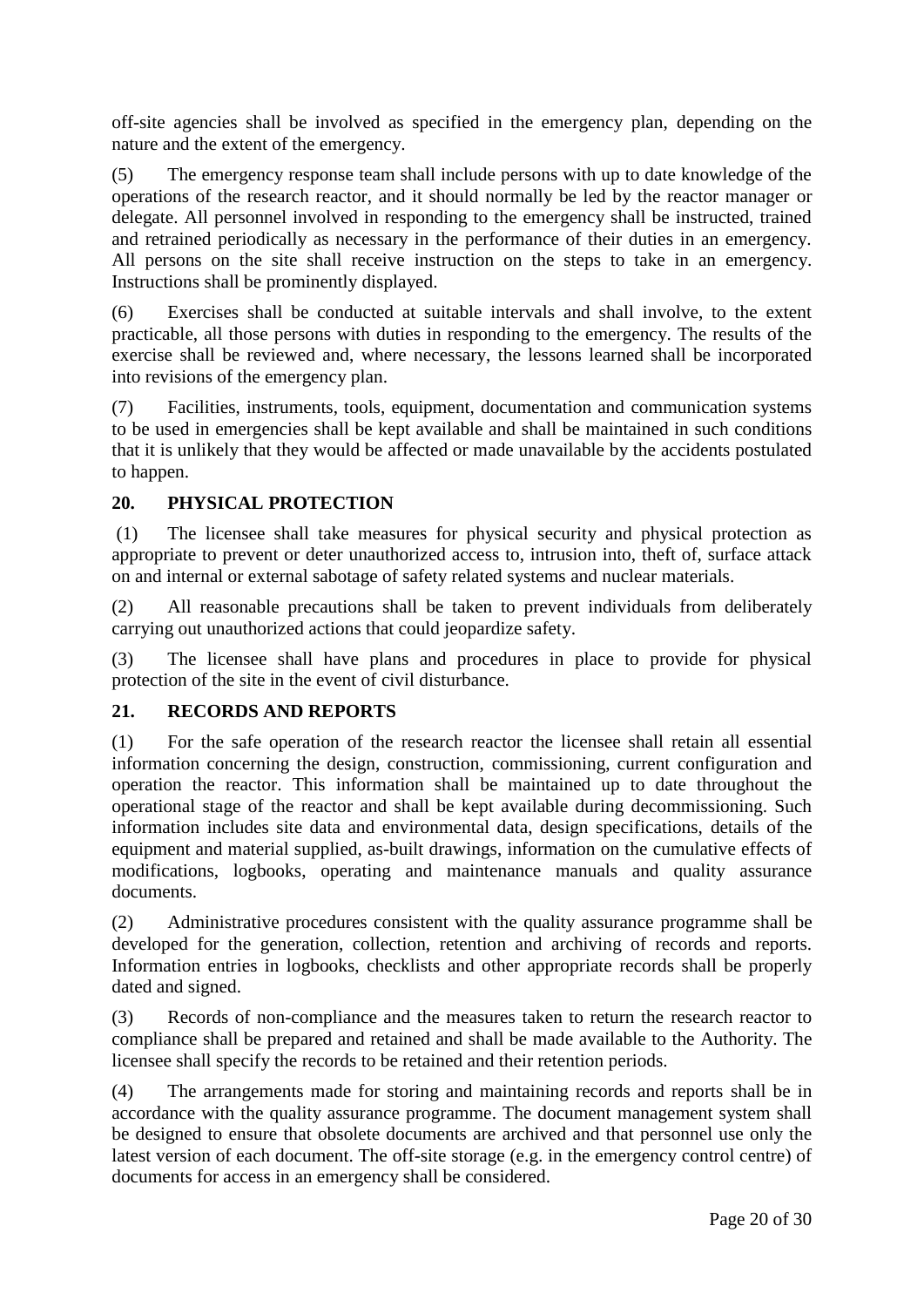off-site agencies shall be involved as specified in the emergency plan, depending on the nature and the extent of the emergency.

(5) The emergency response team shall include persons with up to date knowledge of the operations of the research reactor, and it should normally be led by the reactor manager or delegate. All personnel involved in responding to the emergency shall be instructed, trained and retrained periodically as necessary in the performance of their duties in an emergency. All persons on the site shall receive instruction on the steps to take in an emergency. Instructions shall be prominently displayed.

(6) Exercises shall be conducted at suitable intervals and shall involve, to the extent practicable, all those persons with duties in responding to the emergency. The results of the exercise shall be reviewed and, where necessary, the lessons learned shall be incorporated into revisions of the emergency plan.

(7) Facilities, instruments, tools, equipment, documentation and communication systems to be used in emergencies shall be kept available and shall be maintained in such conditions that it is unlikely that they would be affected or made unavailable by the accidents postulated to happen.

## 20. PHYSICAL PROTECTION

(1) The licensee shall take measures for physical security and physical protection as appropriate to prevent or deter unauthorized access to, intrusion into, theft of, surface attack on and internal or external sabotage of safety related systems and nuclear materials.

(2) All reasonable precautions shall be taken to prevent individuals from deliberately carrying out unauthorized actions that could jeopardize safety.

(3) The licensee shall have plans and procedures in place to provide for physical protection of the site in the event of civil disturbance.

## 21. RECORDS AND REPORTS

(1) For the safe operation of the research reactor the licensee shall retain all essential information concerning the design, construction, commissioning, current configuration and operation the reactor. This information shall be maintained up to date throughout the operational stage of the reactor and shall be kept available during decommissioning. Such information includes site data and environmental data, design specifications, details of the equipment and material supplied, as-built drawings, information on the cumulative effects of modifications, logbooks, operating and maintenance manuals and quality assurance documents.

(2) Administrative procedures consistent with the quality assurance programme shall be developed for the generation, collection, retention and archiving of records and reports. Information entries in logbooks, checklists and other appropriate records shall be properly dated and signed.

(3) Records of non-compliance and the measures taken to return the research reactor to compliance shall be prepared and retained and shall be made available to the Authority. The licensee shall specify the records to be retained and their retention periods.

(4) The arrangements made for storing and maintaining records and reports shall be in accordance with the quality assurance programme. The document management system shall be designed to ensure that obsolete documents are archived and that personnel use only the latest version of each document. The off-site storage (e.g. in the emergency control centre) of documents for access in an emergency shall be considered.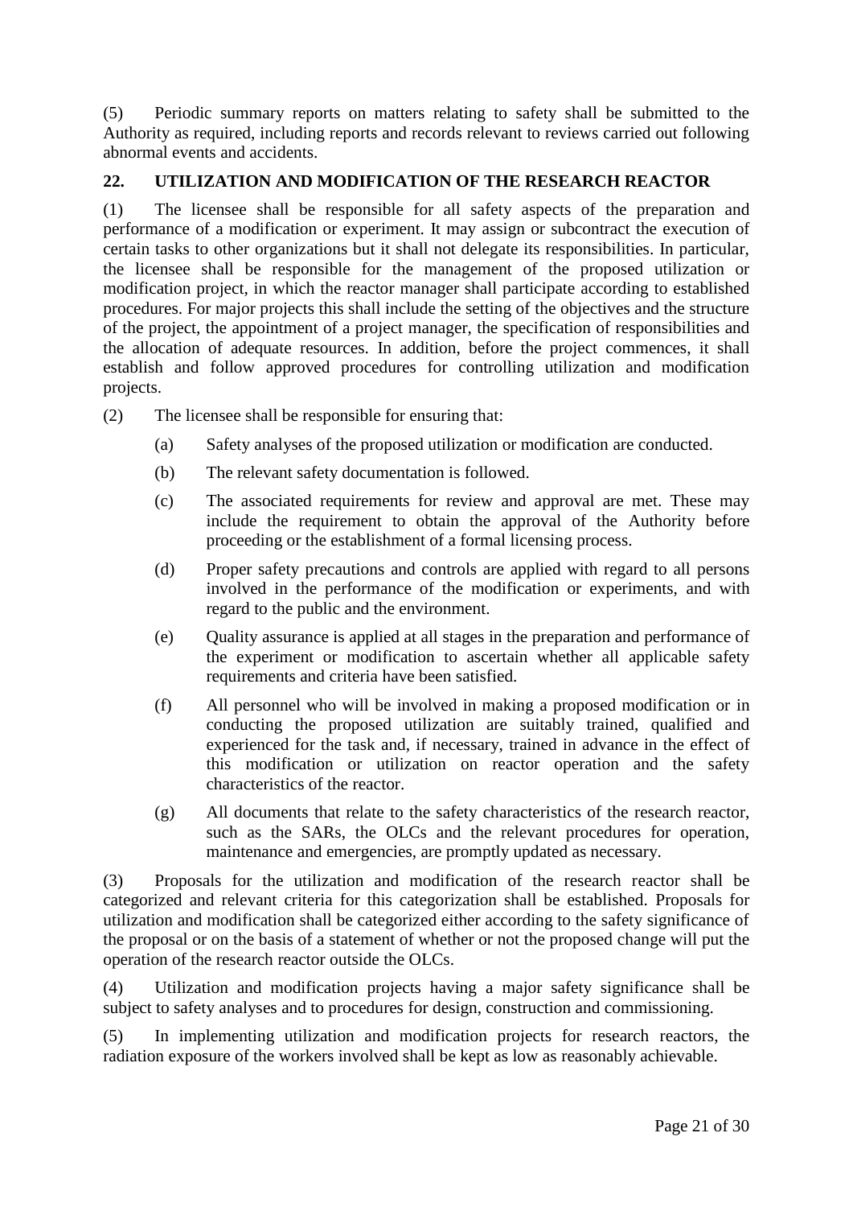(5) Periodic summary reports on matters relating to safety shall be submitted to the Authority as required, including reports and records relevant to reviews carried out following abnormal events and accidents.

## 22. UTILIZATION AND MODIFICATION OF THE RESEARCH REACTOR

(1) The licensee shall be responsible for all safety aspects of the preparation and performance of a modification or experiment. It may assign or subcontract the execution of certain tasks to other organizations but it shall not delegate its responsibilities. In particular, the licensee shall be responsible for the management of the proposed utilization or modification project, in which the reactor manager shall participate according to established procedures. For major projects this shall include the setting of the objectives and the structure of the project, the appointment of a project manager, the specification of responsibilities and the allocation of adequate resources. In addition, before the project commences, it shall establish and follow approved procedures for controlling utilization and modification projects.

(2) The licensee shall be responsible for ensuring that:

- (a) Safety analyses of the proposed utilization or modification are conducted.
- (b) The relevant safety documentation is followed.
- (c) The associated requirements for review and approval are met. These may include the requirement to obtain the approval of the Authority before proceeding or the establishment of a formal licensing process.
- (d) Proper safety precautions and controls are applied with regard to all persons involved in the performance of the modification or experiments, and with regard to the public and the environment.
- (e) Quality assurance is applied at all stages in the preparation and performance of the experiment or modification to ascertain whether all applicable safety requirements and criteria have been satisfied.
- (f) All personnel who will be involved in making a proposed modification or in conducting the proposed utilization are suitably trained, qualified and experienced for the task and, if necessary, trained in advance in the effect of this modification or utilization on reactor operation and the safety characteristics of the reactor.
- (g) All documents that relate to the safety characteristics of the research reactor, such as the SARs, the OLCs and the relevant procedures for operation, maintenance and emergencies, are promptly updated as necessary.

(3) Proposals for the utilization and modification of the research reactor shall be categorized and relevant criteria for this categorization shall be established. Proposals for utilization and modification shall be categorized either according to the safety significance of the proposal or on the basis of a statement of whether or not the proposed change will put the operation of the research reactor outside the OLCs.

(4) Utilization and modification projects having a major safety significance shall be subject to safety analyses and to procedures for design, construction and commissioning.

(5) In implementing utilization and modification projects for research reactors, the radiation exposure of the workers involved shall be kept as low as reasonably achievable.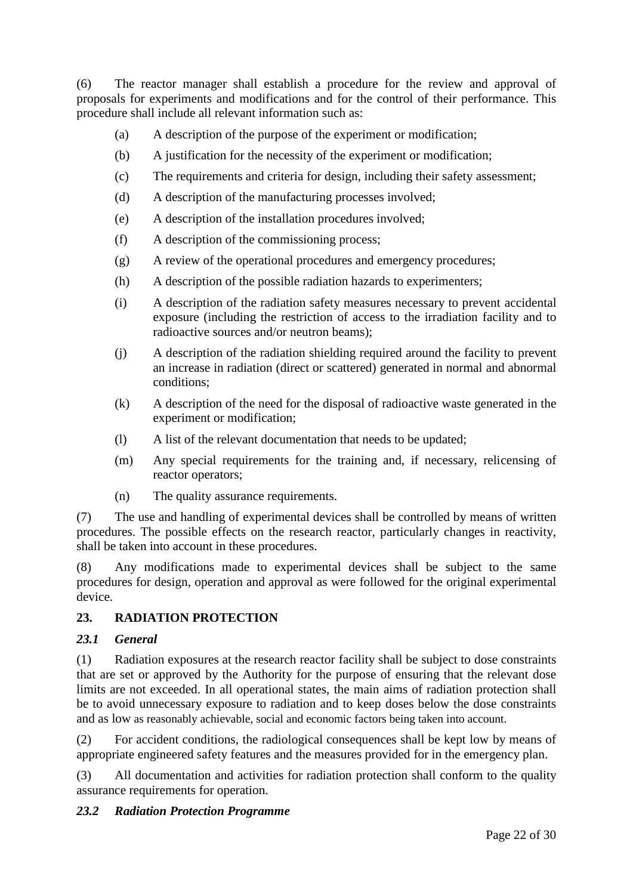(6) The reactor manager shall establish a procedure for the review and approval of proposals for experiments and modifications and for the control of their performance. This procedure shall include all relevant information such as:

- (a) A description of the purpose of the experiment or modification;
- (b) A justification for the necessity of the experiment or modification;
- (c) The requirements and criteria for design, including their safety assessment;
- (d) A description of the manufacturing processes involved;
- (e) A description of the installation procedures involved;
- (f) A description of the commissioning process;
- (g) A review of the operational procedures and emergency procedures;
- (h) A description of the possible radiation hazards to experimenters;
- (i) A description of the radiation safety measures necessary to prevent accidental exposure (including the restriction of access to the irradiation facility and to radioactive sources and/or neutron beams);
- (j) A description of the radiation shielding required around the facility to prevent an increase in radiation (direct or scattered) generated in normal and abnormal conditions;
- (k) A description of the need for the disposal of radioactive waste generated in the experiment or modification;
- (l) A list of the relevant documentation that needs to be updated;
- (m) Any special requirements for the training and, if necessary, relicensing of reactor operators;
- (n) The quality assurance requirements.

(7) The use and handling of experimental devices shall be controlled by means of written procedures. The possible effects on the research reactor, particularly changes in reactivity, shall be taken into account in these procedures.

(8) Any modifications made to experimental devices shall be subject to the same procedures for design, operation and approval as were followed for the original experimental device.

## 23. RADIATION PROTECTION

### *23.1 General*

(1) Radiation exposures at the research reactor facility shall be subject to dose constraints that are set or approved by the Authority for the purpose of ensuring that the relevant dose limits are not exceeded. In all operational states, the main aims of radiation protection shall be to avoid unnecessary exposure to radiation and to keep doses below the dose constraints and as low as reasonably achievable, social and economic factors being taken into account.

(2) For accident conditions, the radiological consequences shall be kept low by means of appropriate engineered safety features and the measures provided for in the emergency plan.

(3) All documentation and activities for radiation protection shall conform to the quality assurance requirements for operation.

### *23.2 Radiation Protection Programme*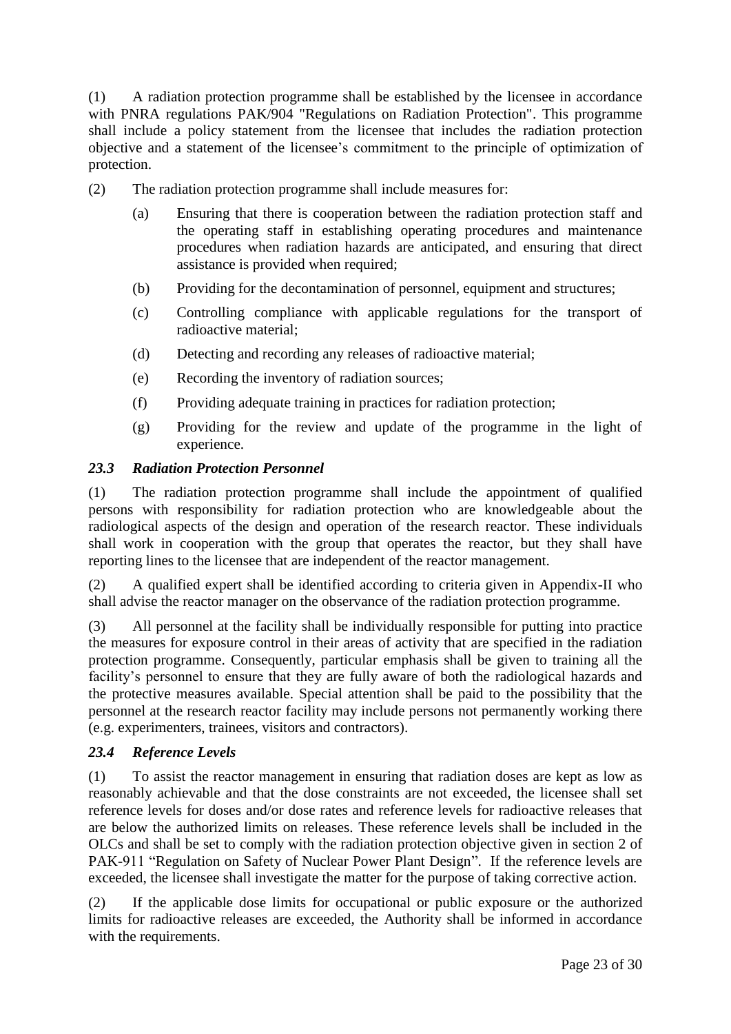(1) A radiation protection programme shall be established by the licensee in accordance with PNRA regulations PAK/904 "Regulations on Radiation Protection". This programme shall include a policy statement from the licensee that includes the radiation protection objective and a statement of the licensee's commitment to the principle of optimization of protection.

(2) The radiation protection programme shall include measures for:

- (a) Ensuring that there is cooperation between the radiation protection staff and the operating staff in establishing operating procedures and maintenance procedures when radiation hazards are anticipated, and ensuring that direct assistance is provided when required;
- (b) Providing for the decontamination of personnel, equipment and structures;
- (c) Controlling compliance with applicable regulations for the transport of radioactive material;
- (d) Detecting and recording any releases of radioactive material;
- (e) Recording the inventory of radiation sources;
- (f) Providing adequate training in practices for radiation protection;
- (g) Providing for the review and update of the programme in the light of experience.

### *23.3 Radiation Protection Personnel*

(1) The radiation protection programme shall include the appointment of qualified persons with responsibility for radiation protection who are knowledgeable about the radiological aspects of the design and operation of the research reactor. These individuals shall work in cooperation with the group that operates the reactor, but they shall have reporting lines to the licensee that are independent of the reactor management.

(2) A qualified expert shall be identified according to criteria given in Appendix-II who shall advise the reactor manager on the observance of the radiation protection programme.

(3) All personnel at the facility shall be individually responsible for putting into practice the measures for exposure control in their areas of activity that are specified in the radiation protection programme. Consequently, particular emphasis shall be given to training all the facility's personnel to ensure that they are fully aware of both the radiological hazards and the protective measures available. Special attention shall be paid to the possibility that the personnel at the research reactor facility may include persons not permanently working there (e.g. experimenters, trainees, visitors and contractors).

### *23.4 Reference Levels*

(1) To assist the reactor management in ensuring that radiation doses are kept as low as reasonably achievable and that the dose constraints are not exceeded, the licensee shall set reference levels for doses and/or dose rates and reference levels for radioactive releases that are below the authorized limits on releases. These reference levels shall be included in the OLCs and shall be set to comply with the radiation protection objective given in section 2 of PAK-911 "Regulation on Safety of Nuclear Power Plant Design". If the reference levels are exceeded, the licensee shall investigate the matter for the purpose of taking corrective action.

(2) If the applicable dose limits for occupational or public exposure or the authorized limits for radioactive releases are exceeded, the Authority shall be informed in accordance with the requirements.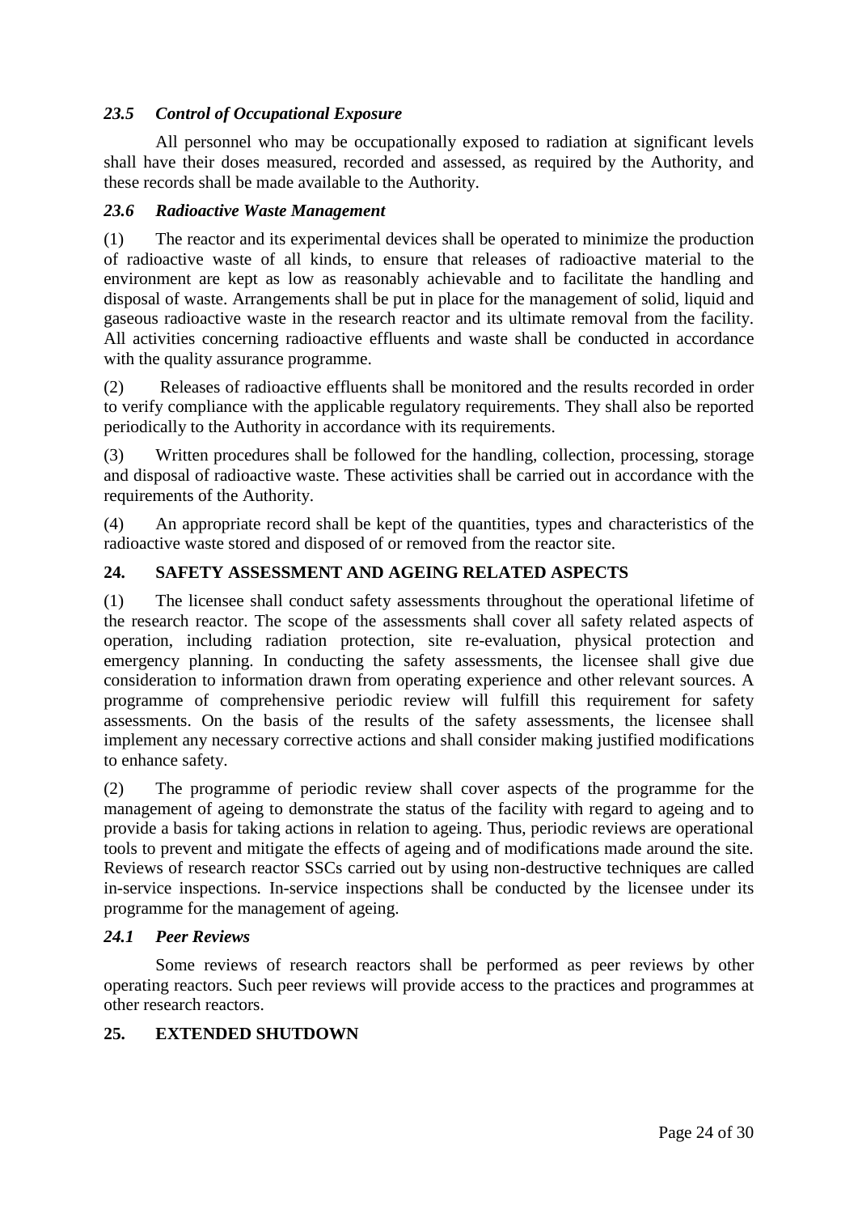### *23.5 Control of Occupational Exposure*

All personnel who may be occupationally exposed to radiation at significant levels shall have their doses measured, recorded and assessed, as required by the Authority, and these records shall be made available to the Authority.

### *23.6 Radioactive Waste Management*

(1) The reactor and its experimental devices shall be operated to minimize the production of radioactive waste of all kinds, to ensure that releases of radioactive material to the environment are kept as low as reasonably achievable and to facilitate the handling and disposal of waste. Arrangements shall be put in place for the management of solid, liquid and gaseous radioactive waste in the research reactor and its ultimate removal from the facility. All activities concerning radioactive effluents and waste shall be conducted in accordance with the quality assurance programme.

(2) Releases of radioactive effluents shall be monitored and the results recorded in order to verify compliance with the applicable regulatory requirements. They shall also be reported periodically to the Authority in accordance with its requirements.

(3) Written procedures shall be followed for the handling, collection, processing, storage and disposal of radioactive waste. These activities shall be carried out in accordance with the requirements of the Authority.

(4) An appropriate record shall be kept of the quantities, types and characteristics of the radioactive waste stored and disposed of or removed from the reactor site.

## 24. SAFETY ASSESSMENT AND AGEING RELATED ASPECTS

(1) The licensee shall conduct safety assessments throughout the operational lifetime of the research reactor. The scope of the assessments shall cover all safety related aspects of operation, including radiation protection, site re-evaluation, physical protection and emergency planning. In conducting the safety assessments, the licensee shall give due consideration to information drawn from operating experience and other relevant sources. A programme of comprehensive periodic review will fulfill this requirement for safety assessments. On the basis of the results of the safety assessments, the licensee shall implement any necessary corrective actions and shall consider making justified modifications to enhance safety.

(2) The programme of periodic review shall cover aspects of the programme for the management of ageing to demonstrate the status of the facility with regard to ageing and to provide a basis for taking actions in relation to ageing. Thus, periodic reviews are operational tools to prevent and mitigate the effects of ageing and of modifications made around the site. Reviews of research reactor SSCs carried out by using non-destructive techniques are called in-service inspections. In-service inspections shall be conducted by the licensee under its programme for the management of ageing.

### *24.1 Peer Reviews*

Some reviews of research reactors shall be performed as peer reviews by other operating reactors. Such peer reviews will provide access to the practices and programmes at other research reactors.

## 25. EXTENDED SHUTDOWN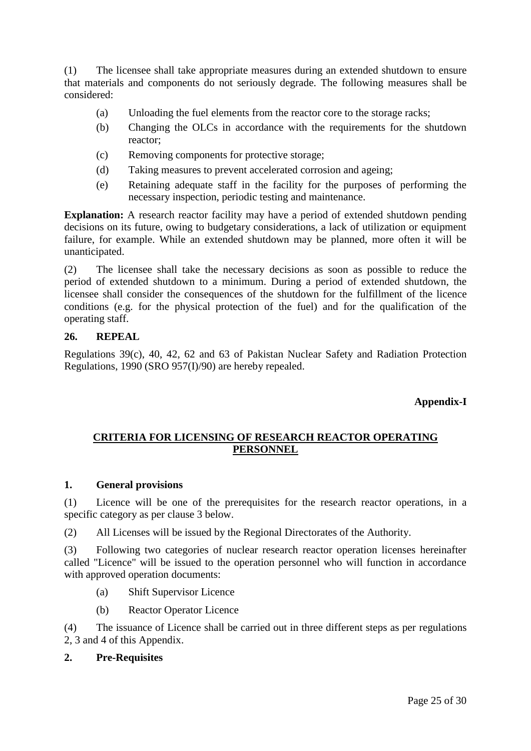(1) The licensee shall take appropriate measures during an extended shutdown to ensure that materials and components do not seriously degrade. The following measures shall be considered:

- (a) Unloading the fuel elements from the reactor core to the storage racks;
- (b) Changing the OLCs in accordance with the requirements for the shutdown reactor;
- (c) Removing components for protective storage;
- (d) Taking measures to prevent accelerated corrosion and ageing;
- (e) Retaining adequate staff in the facility for the purposes of performing the necessary inspection, periodic testing and maintenance.

**Explanation:** A research reactor facility may have a period of extended shutdown pending decisions on its future, owing to budgetary considerations, a lack of utilization or equipment failure, for example. While an extended shutdown may be planned, more often it will be unanticipated.

(2) The licensee shall take the necessary decisions as soon as possible to reduce the period of extended shutdown to a minimum. During a period of extended shutdown, the licensee shall consider the consequences of the shutdown for the fulfillment of the licence conditions (e.g. for the physical protection of the fuel) and for the qualification of the operating staff.

## 26. REPEAL

Regulations 39(c), 40, 42, 62 and 63 of Pakistan Nuclear Safety and Radiation Protection Regulations, 1990 (SRO 957(I)/90) are hereby repealed.

**Appendix-I**

## CRITERIA FOR LICENSING OF RESEARCH REACTOR OPERATING PERSONNEL

### 1. General provisions

(1) Licence will be one of the prerequisites for the research reactor operations, in a specific category as per clause 3 below.

(2) All Licenses will be issued by the Regional Directorates of the Authority.

(3) Following two categories of nuclear research reactor operation licenses hereinafter called "Licence" will be issued to the operation personnel who will function in accordance with approved operation documents:

- (a) Shift Supervisor Licence
- (b) Reactor Operator Licence

(4) The issuance of Licence shall be carried out in three different steps as per regulations 2, 3 and 4 of this Appendix.

### 2. Pre-Requisites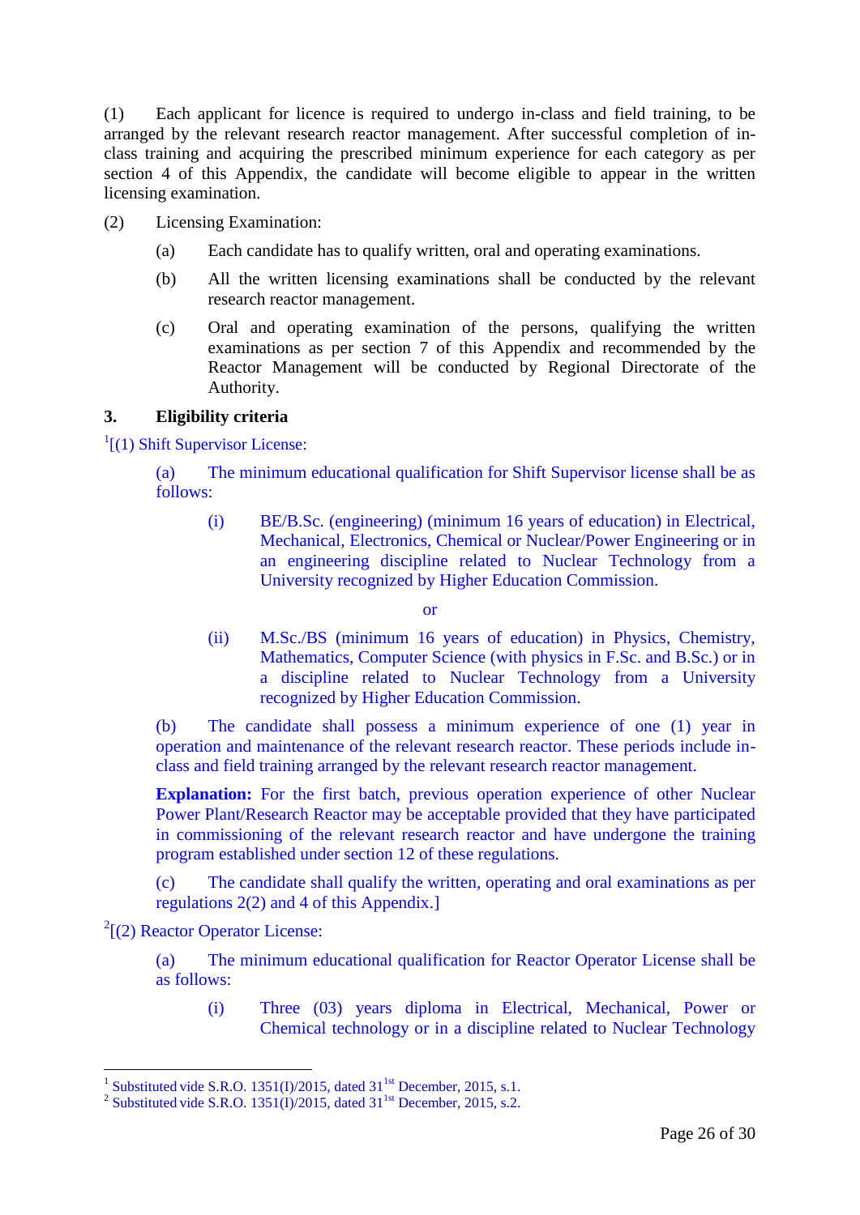(1) Each applicant for licence is required to undergo in-class and field training, to be arranged by the relevant research reactor management. After successful completion of in-class training and acquiring the prescribed minimum experience for each category as per section 4 of this Appendix, the candidate will become eligible to appear in the written licensing examination.

(2) Licensing Examination:

(a) Each candidate has to qualify written, oral and operating examinations.

(b) All the written licensing examinations shall be conducted by the relevant research reactor management.

(c) Oral and operating examination of the persons, qualifying the written examinations as per section 7 of this Appendix and recommended by the Reactor Management will be conducted by Regional Directorate of the Authority.

**3. Eligibility criteria**

[1][(1) Shift Supervisor License:

(a) The minimum educational qualification for Shift Supervisor license shall be as follows:

(i) BE/B.Sc. (engineering) (minimum 16 years of education) in Electrical, Mechanical, Electronics, Chemical or Nuclear/Power Engineering or in an engineering discipline related to Nuclear Technology from a University recognized by Higher Education Commission.

or

(ii) M.Sc./BS (minimum 16 years of education) in Physics, Chemistry, Mathematics, Computer Science (with physics in F.Sc. and B.Sc.) or in a discipline related to Nuclear Technology from a University recognized by Higher Education Commission.

(b) The candidate shall possess a minimum experience of one (1) year in operation and maintenance of the relevant research reactor. These periods include in-class and field training arranged by the relevant research reactor management.

**Explanation:** For the first batch, previous operation experience of other Nuclear Power Plant/Research Reactor may be acceptable provided that they have participated in commissioning of the relevant research reactor and have undergone the training program established under section 12 of these regulations.

(c) The candidate shall qualify the written, operating and oral examinations as per regulations 2(2) and 4 of this Appendix.]

[2][(2) Reactor Operator License:

(a) The minimum educational qualification for Reactor Operator License shall be as follows:

(i) Three (03) years diploma in Electrical, Mechanical, Power or Chemical technology or in a discipline related to Nuclear Technology

---

[1] Substituted vide S.R.O. 1351(I)/2015, dated 31st December, 2015, s.1.

[2] Substituted vide S.R.O. 1351(I)/2015, dated 31st December, 2015, s.2.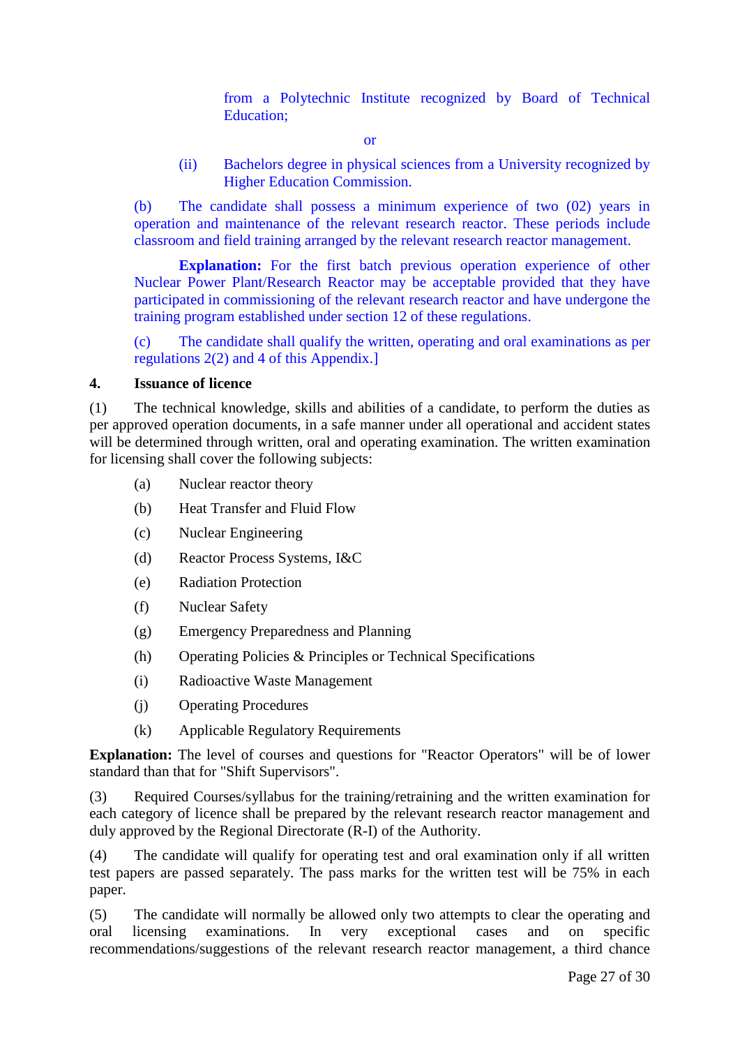from a Polytechnic Institute recognized by Board of Technical Education;

or

(ii) Bachelors degree in physical sciences from a University recognized by Higher Education Commission.

(b) The candidate shall possess a minimum experience of two (02) years in operation and maintenance of the relevant research reactor. These periods include classroom and field training arranged by the relevant research reactor management.

**Explanation:** For the first batch previous operation experience of other Nuclear Power Plant/Research Reactor may be acceptable provided that they have participated in commissioning of the relevant research reactor and have undergone the training program established under section 12 of these regulations.

(c) The candidate shall qualify the written, operating and oral examinations as per regulations 2(2) and 4 of this Appendix.]

**4. Issuance of licence**

(1) The technical knowledge, skills and abilities of a candidate, to perform the duties as per approved operation documents, in a safe manner under all operational and accident states will be determined through written, oral and operating examination. The written examination for licensing shall cover the following subjects:

(a) Nuclear reactor theory

(b) Heat Transfer and Fluid Flow

(c) Nuclear Engineering

(d) Reactor Process Systems, I&C

(e) Radiation Protection

(f) Nuclear Safety

(g) Emergency Preparedness and Planning

(h) Operating Policies & Principles or Technical Specifications

(i) Radioactive Waste Management

(j) Operating Procedures

(k) Applicable Regulatory Requirements

**Explanation:** The level of courses and questions for "Reactor Operators" will be of lower standard than that for "Shift Supervisors".

(3) Required Courses/syllabus for the training/retraining and the written examination for each category of licence shall be prepared by the relevant research reactor management and duly approved by the Regional Directorate (R-I) of the Authority.

(4) The candidate will qualify for operating test and oral examination only if all written test papers are passed separately. The pass marks for the written test will be 75% in each paper.

(5) The candidate will normally be allowed only two attempts to clear the operating and oral licensing examinations. In very exceptional cases and on specific recommendations/suggestions of the relevant research reactor management, a third chance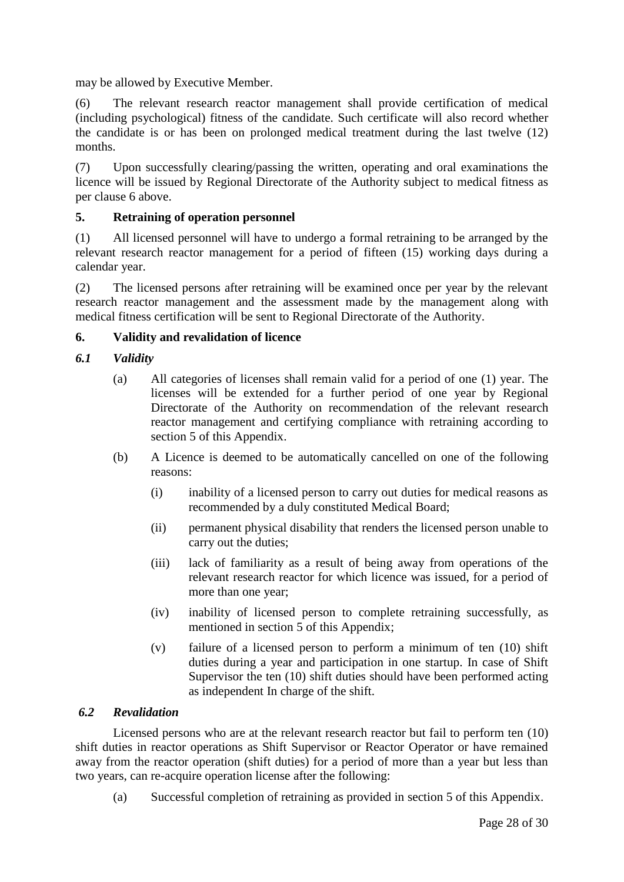may be allowed by Executive Member.

(6) The relevant research reactor management shall provide certification of medical (including psychological) fitness of the candidate. Such certificate will also record whether the candidate is or has been on prolonged medical treatment during the last twelve (12) months.

(7) Upon successfully clearing/passing the written, operating and oral examinations the licence will be issued by Regional Directorate of the Authority subject to medical fitness as per clause 6 above.

## 5. Retraining of operation personnel

(1) All licensed personnel will have to undergo a formal retraining to be arranged by the relevant research reactor management for a period of fifteen (15) working days during a calendar year.

(2) The licensed persons after retraining will be examined once per year by the relevant research reactor management and the assessment made by the management along with medical fitness certification will be sent to Regional Directorate of the Authority.

## 6. Validity and revalidation of licence

### *6.1 Validity*

(a) All categories of licenses shall remain valid for a period of one (1) year. The licenses will be extended for a further period of one year by Regional Directorate of the Authority on recommendation of the relevant research reactor management and certifying compliance with retraining according to section 5 of this Appendix.

(b) A Licence is deemed to be automatically cancelled on one of the following reasons:

(i) inability of a licensed person to carry out duties for medical reasons as recommended by a duly constituted Medical Board;

(ii) permanent physical disability that renders the licensed person unable to carry out the duties;

(iii) lack of familiarity as a result of being away from operations of the relevant research reactor for which licence was issued, for a period of more than one year;

(iv) inability of licensed person to complete retraining successfully, as mentioned in section 5 of this Appendix;

(v) failure of a licensed person to perform a minimum of ten (10) shift duties during a year and participation in one startup. In case of Shift Supervisor the ten (10) shift duties should have been performed acting as independent In charge of the shift.

### *6.2 Revalidation*

Licensed persons who are at the relevant research reactor but fail to perform ten (10) shift duties in reactor operations as Shift Supervisor or Reactor Operator or have remained away from the reactor operation (shift duties) for a period of more than a year but less than two years, can re-acquire operation license after the following:

(a) Successful completion of retraining as provided in section 5 of this Appendix.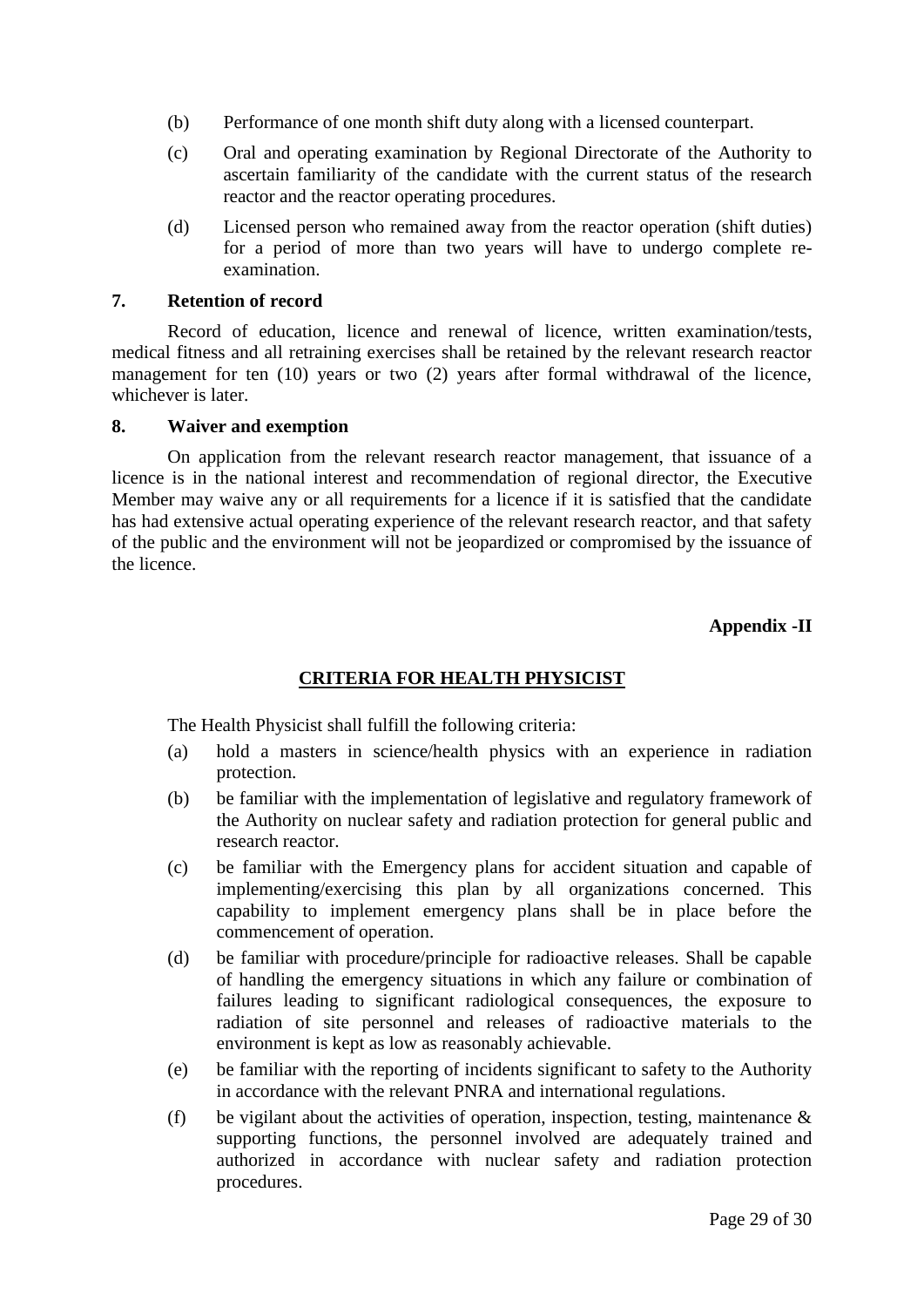(b) Performance of one month shift duty along with a licensed counterpart.

(c) Oral and operating examination by Regional Directorate of the Authority to ascertain familiarity of the candidate with the current status of the research reactor and the reactor operating procedures.

(d) Licensed person who remained away from the reactor operation (shift duties) for a period of more than two years will have to undergo complete re-examination.

### 7. Retention of record

Record of education, licence and renewal of licence, written examination/tests, medical fitness and all retraining exercises shall be retained by the relevant research reactor management for ten (10) years or two (2) years after formal withdrawal of the licence, whichever is later.

### 8. Waiver and exemption

On application from the relevant research reactor management, that issuance of a licence is in the national interest and recommendation of regional director, the Executive Member may waive any or all requirements for a licence if it is satisfied that the candidate has had extensive actual operating experience of the relevant research reactor, and that safety of the public and the environment will not be jeopardized or compromised by the issuance of the licence.

**Appendix -II**

## CRITERIA FOR HEALTH PHYSICIST

The Health Physicist shall fulfill the following criteria:

(a) hold a masters in science/health physics with an experience in radiation protection.

(b) be familiar with the implementation of legislative and regulatory framework of the Authority on nuclear safety and radiation protection for general public and research reactor.

(c) be familiar with the Emergency plans for accident situation and capable of implementing/exercising this plan by all organizations concerned. This capability to implement emergency plans shall be in place before the commencement of operation.

(d) be familiar with procedure/principle for radioactive releases. Shall be capable of handling the emergency situations in which any failure or combination of failures leading to significant radiological consequences, the exposure to radiation of site personnel and releases of radioactive materials to the environment is kept as low as reasonably achievable.

(e) be familiar with the reporting of incidents significant to safety to the Authority in accordance with the relevant PNRA and international regulations.

(f) be vigilant about the activities of operation, inspection, testing, maintenance & supporting functions, the personnel involved are adequately trained and authorized in accordance with nuclear safety and radiation protection procedures.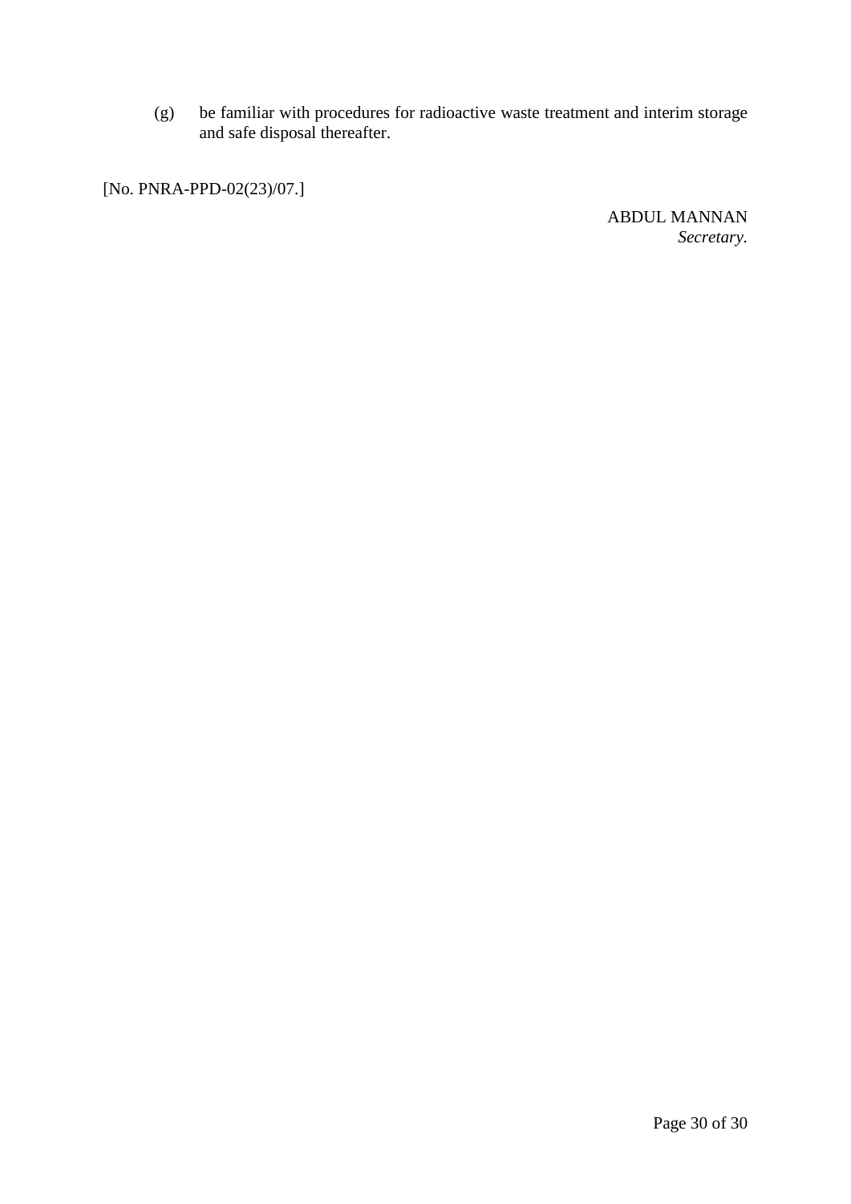(g) be familiar with procedures for radioactive waste treatment and interim storage and safe disposal thereafter.

[No. PNRA-PPD-02(23)/07.]

ABDUL MANNAN
*Secretary.*